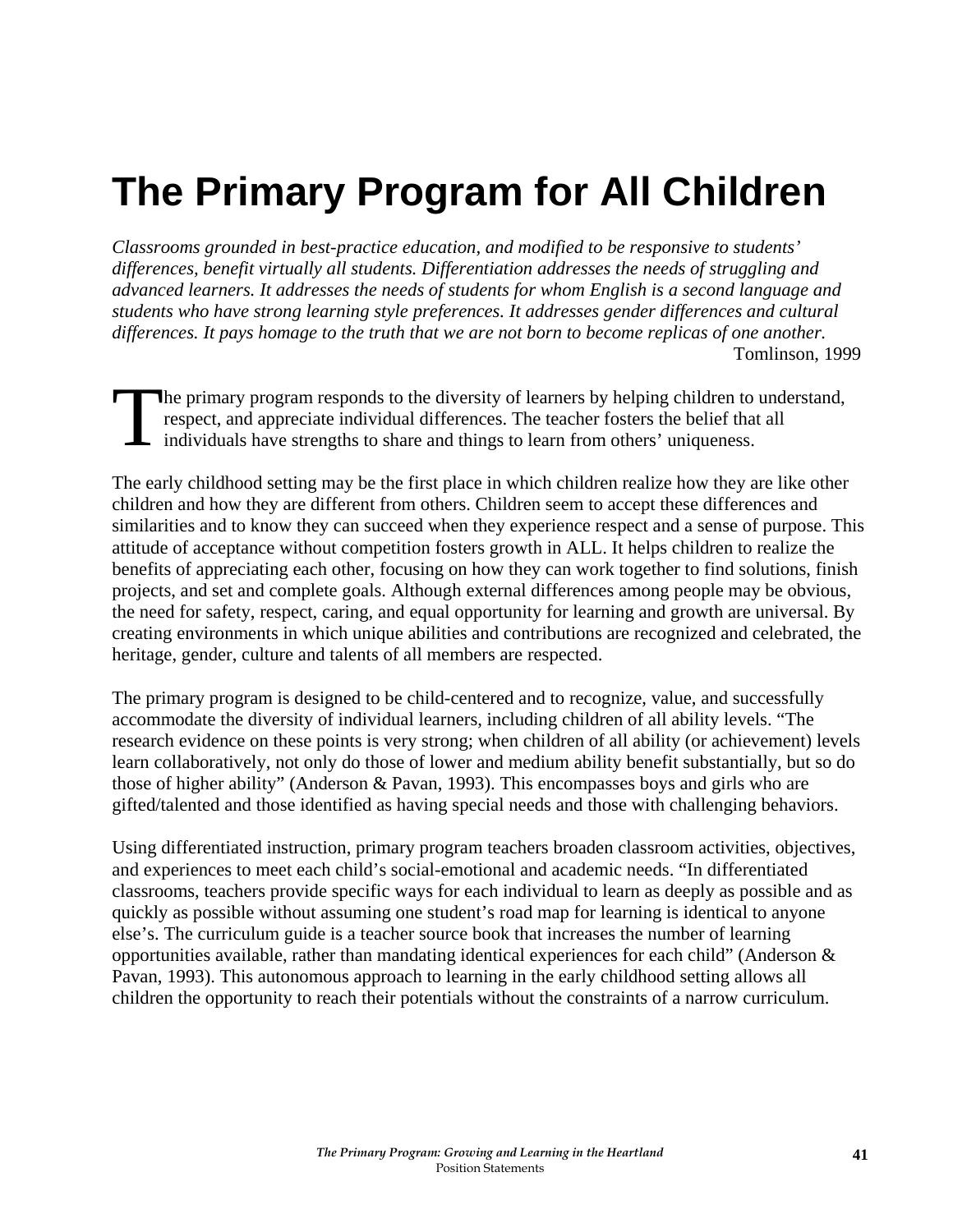# The Primary Program for All Children

*Classrooms grounded in best-practice education, and modified to be responsive to students' differences, benefit virtually all students. Differentiation addresses the needs of struggling and advanced learners. It addresses the needs of students for whom English is a second language and students who have strong learning style preferences. It addresses gender differences and cultural differences. It pays homage to the truth that we are not born to become replicas of one another.*

Tomlinson, 1999

The primary program responds to the diversity of learners by helping children to understand, respect, and appreciate individual differences. The teacher fosters the belief that all individuals have strengths to share and things to learn from others' uniqueness.

The early childhood setting may be the first place in which children realize how they are like other children and how they are different from others. Children seem to accept these differences and similarities and to know they can succeed when they experience respect and a sense of purpose. This attitude of acceptance without competition fosters growth in ALL. It helps children to realize the benefits of appreciating each other, focusing on how they can work together to find solutions, finish projects, and set and complete goals. Although external differences among people may be obvious, the need for safety, respect, caring, and equal opportunity for learning and growth are universal. By creating environments in which unique abilities and contributions are recognized and celebrated, the heritage, gender, culture and talents of all members are respected.

The primary program is designed to be child-centered and to recognize, value, and successfully accommodate the diversity of individual learners, including children of all ability levels. "The research evidence on these points is very strong; when children of all ability (or achievement) levels learn collaboratively, not only do those of lower and medium ability benefit substantially, but so do those of higher ability" (Anderson & Pavan, 1993). This encompasses boys and girls who are gifted/talented and those identified as having special needs and those with challenging behaviors.

Using differentiated instruction, primary program teachers broaden classroom activities, objectives, and experiences to meet each child's social-emotional and academic needs. "In differentiated classrooms, teachers provide specific ways for each individual to learn as deeply as possible and as quickly as possible without assuming one student's road map for learning is identical to anyone else's. The curriculum guide is a teacher source book that increases the number of learning opportunities available, rather than mandating identical experiences for each child" (Anderson & Pavan, 1993). This autonomous approach to learning in the early childhood setting allows all children the opportunity to reach their potentials without the constraints of a narrow curriculum.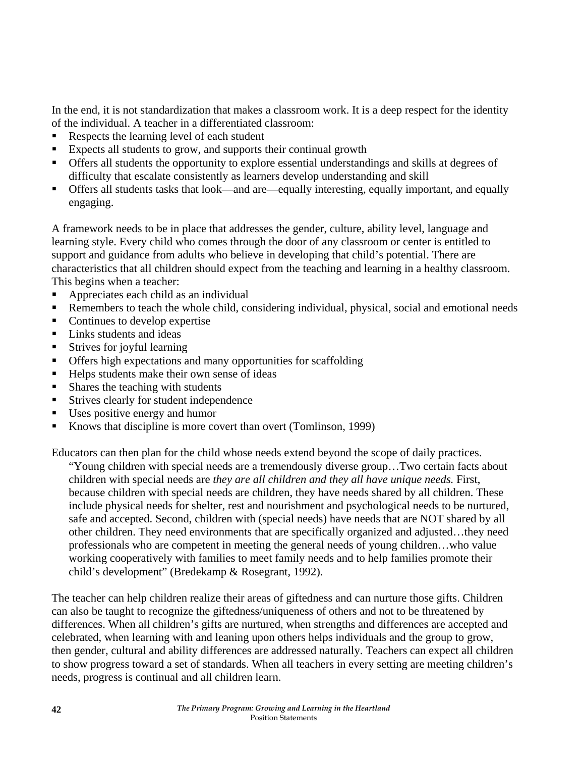In the end, it is not standardization that makes a classroom work. It is a deep respect for the identity of the individual. A teacher in a differentiated classroom:

- Respects the learning level of each student
- Expects all students to grow, and supports their continual growth
- Offers all students the opportunity to explore essential understandings and skills at degrees of difficulty that escalate consistently as learners develop understanding and skill
- Offers all students tasks that look—and are—equally interesting, equally important, and equally engaging.

A framework needs to be in place that addresses the gender, culture, ability level, language and learning style. Every child who comes through the door of any classroom or center is entitled to support and guidance from adults who believe in developing that child's potential. There are characteristics that all children should expect from the teaching and learning in a healthy classroom. This begins when a teacher:

- Appreciates each child as an individual
- Remembers to teach the whole child, considering individual, physical, social and emotional needs
- Continues to develop expertise
- Links students and ideas
- Strives for joyful learning
- Offers high expectations and many opportunities for scaffolding
- Helps students make their own sense of ideas
- Shares the teaching with students
- Strives clearly for student independence
- Uses positive energy and humor
- Knows that discipline is more covert than overt (Tomlinson, 1999)

Educators can then plan for the child whose needs extend beyond the scope of daily practices.

> "Young children with special needs are a tremendously diverse group…Two certain facts about children with special needs are *they are all children and they all have unique needs.* First, because children with special needs are children, they have needs shared by all children. These include physical needs for shelter, rest and nourishment and psychological needs to be nurtured, safe and accepted. Second, children with (special needs) have needs that are NOT shared by all other children. They need environments that are specifically organized and adjusted…they need professionals who are competent in meeting the general needs of young children…who value working cooperatively with families to meet family needs and to help families promote their child's development" (Bredekamp & Rosegrant, 1992).

The teacher can help children realize their areas of giftedness and can nurture those gifts. Children can also be taught to recognize the giftedness/uniqueness of others and not to be threatened by differences. When all children's gifts are nurtured, when strengths and differences are accepted and celebrated, when learning with and leaning upon others helps individuals and the group to grow, then gender, cultural and ability differences are addressed naturally. Teachers can expect all children to show progress toward a set of standards. When all teachers in every setting are meeting children's needs, progress is continual and all children learn.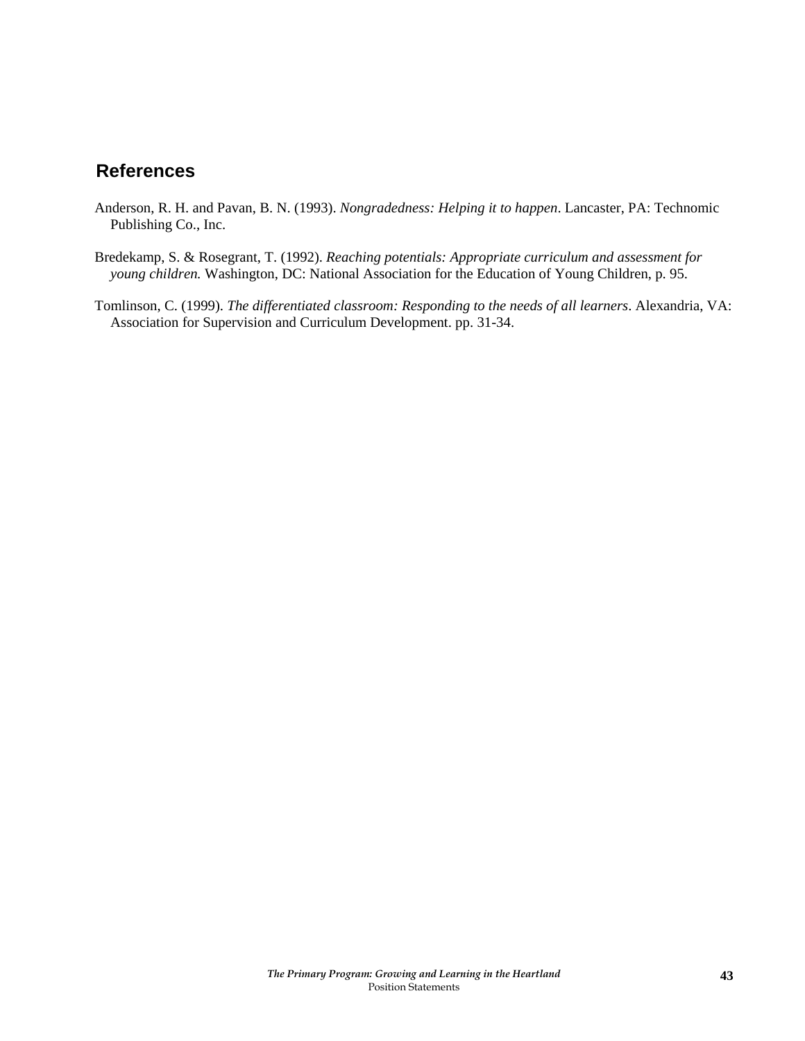## References

Anderson, R. H. and Pavan, B. N. (1993). *Nongradedness: Helping it to happen*. Lancaster, PA: Technomic Publishing Co., Inc.

Bredekamp, S. & Rosegrant, T. (1992). *Reaching potentials: Appropriate curriculum and assessment for young children.* Washington, DC: National Association for the Education of Young Children, p. 95.

Tomlinson, C. (1999). *The differentiated classroom: Responding to the needs of all learners*. Alexandria, VA: Association for Supervision and Curriculum Development. pp. 31-34.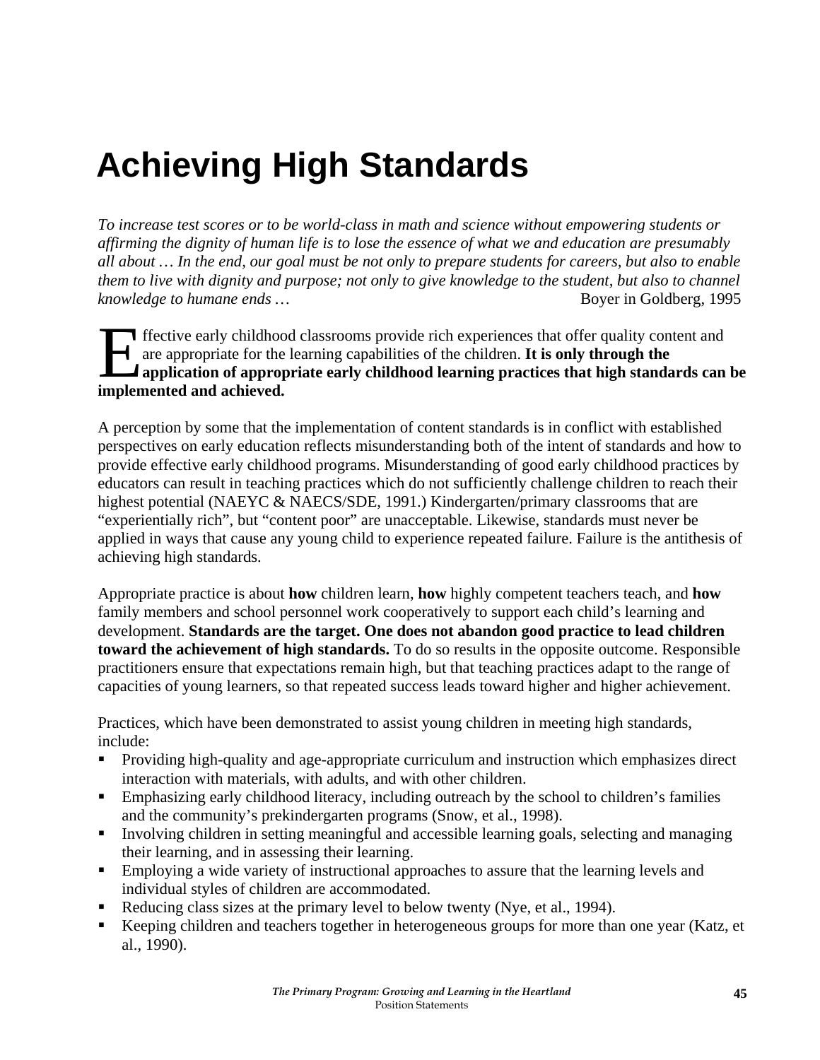# Achieving High Standards

*To increase test scores or to be world-class in math and science without empowering students or affirming the dignity of human life is to lose the essence of what we and education are presumably all about … In the end, our goal must be not only to prepare students for careers, but also to enable them to live with dignity and purpose; not only to give knowledge to the student, but also to channel knowledge to humane ends …*

Boyer in Goldberg, 1995

Effective early childhood classrooms provide rich experiences that offer quality content and are appropriate for the learning capabilities of the children. **It is only through the application of appropriate early childhood learning practices that high standards can be implemented and achieved.**

A perception by some that the implementation of content standards is in conflict with established perspectives on early education reflects misunderstanding both of the intent of standards and how to provide effective early childhood programs. Misunderstanding of good early childhood practices by educators can result in teaching practices which do not sufficiently challenge children to reach their highest potential (NAEYC & NAECS/SDE, 1991.) Kindergarten/primary classrooms that are "experientially rich", but "content poor" are unacceptable. Likewise, standards must never be applied in ways that cause any young child to experience repeated failure. Failure is the antithesis of achieving high standards.

Appropriate practice is about **how** children learn, **how** highly competent teachers teach, and **how** family members and school personnel work cooperatively to support each child's learning and development. **Standards are the target. One does not abandon good practice to lead children toward the achievement of high standards.** To do so results in the opposite outcome. Responsible practitioners ensure that expectations remain high, but that teaching practices adapt to the range of capacities of young learners, so that repeated success leads toward higher and higher achievement.

Practices, which have been demonstrated to assist young children in meeting high standards, include:

- Providing high-quality and age-appropriate curriculum and instruction which emphasizes direct interaction with materials, with adults, and with other children.
- Emphasizing early childhood literacy, including outreach by the school to children's families and the community's prekindergarten programs (Snow, et al., 1998).
- Involving children in setting meaningful and accessible learning goals, selecting and managing their learning, and in assessing their learning.
- Employing a wide variety of instructional approaches to assure that the learning levels and individual styles of children are accommodated.
- Reducing class sizes at the primary level to below twenty (Nye, et al., 1994).
- Keeping children and teachers together in heterogeneous groups for more than one year (Katz, et al., 1990).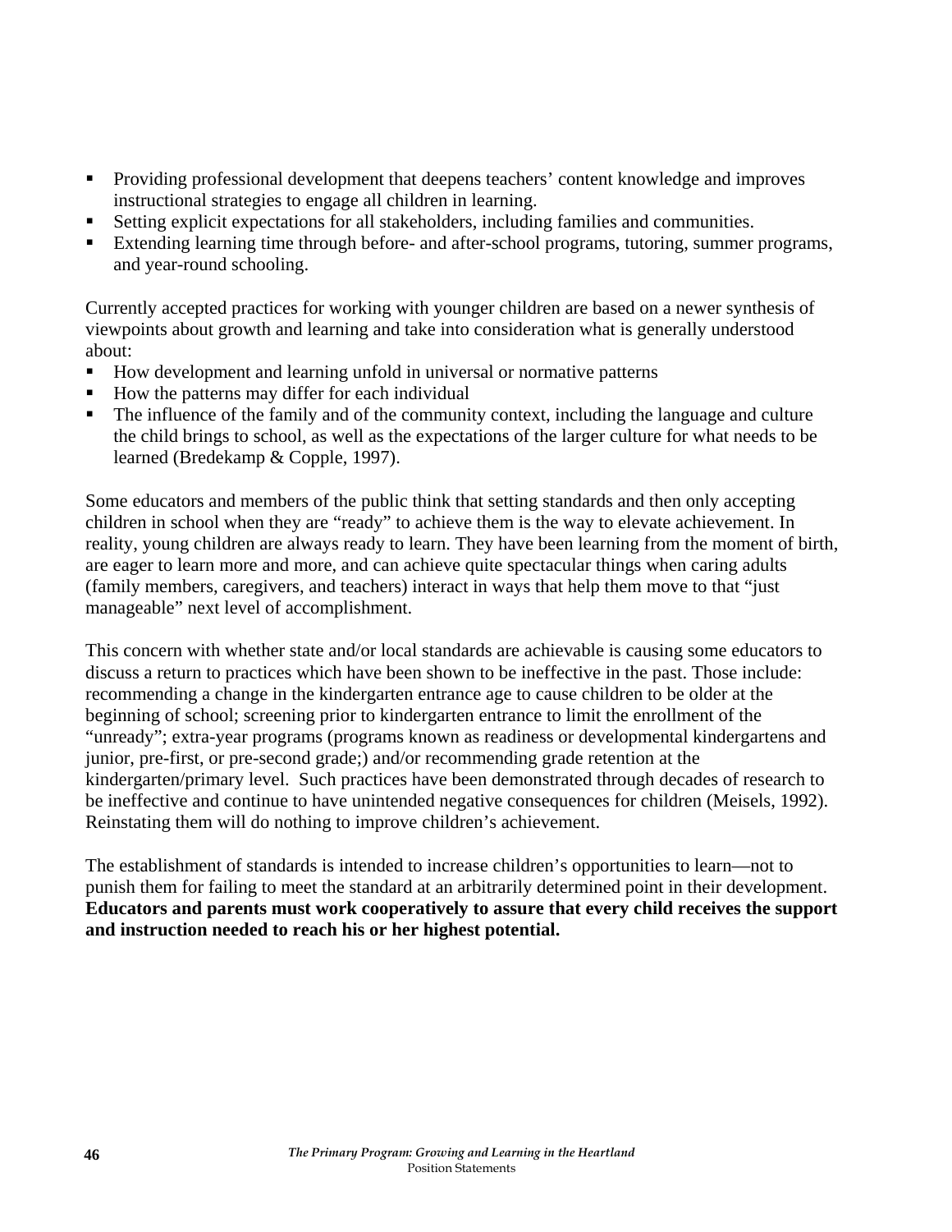- Providing professional development that deepens teachers' content knowledge and improves instructional strategies to engage all children in learning.
- Setting explicit expectations for all stakeholders, including families and communities.
- Extending learning time through before- and after-school programs, tutoring, summer programs, and year-round schooling.

Currently accepted practices for working with younger children are based on a newer synthesis of viewpoints about growth and learning and take into consideration what is generally understood about:

- How development and learning unfold in universal or normative patterns
- How the patterns may differ for each individual
- The influence of the family and of the community context, including the language and culture the child brings to school, as well as the expectations of the larger culture for what needs to be learned (Bredekamp & Copple, 1997).

Some educators and members of the public think that setting standards and then only accepting children in school when they are "ready" to achieve them is the way to elevate achievement. In reality, young children are always ready to learn. They have been learning from the moment of birth, are eager to learn more and more, and can achieve quite spectacular things when caring adults (family members, caregivers, and teachers) interact in ways that help them move to that "just manageable" next level of accomplishment.

This concern with whether state and/or local standards are achievable is causing some educators to discuss a return to practices which have been shown to be ineffective in the past. Those include: recommending a change in the kindergarten entrance age to cause children to be older at the beginning of school; screening prior to kindergarten entrance to limit the enrollment of the "unready"; extra-year programs (programs known as readiness or developmental kindergartens and junior, pre-first, or pre-second grade;) and/or recommending grade retention at the kindergarten/primary level. Such practices have been demonstrated through decades of research to be ineffective and continue to have unintended negative consequences for children (Meisels, 1992). Reinstating them will do nothing to improve children's achievement.

The establishment of standards is intended to increase children's opportunities to learn—not to punish them for failing to meet the standard at an arbitrarily determined point in their development. **Educators and parents must work cooperatively to assure that every child receives the support and instruction needed to reach his or her highest potential.**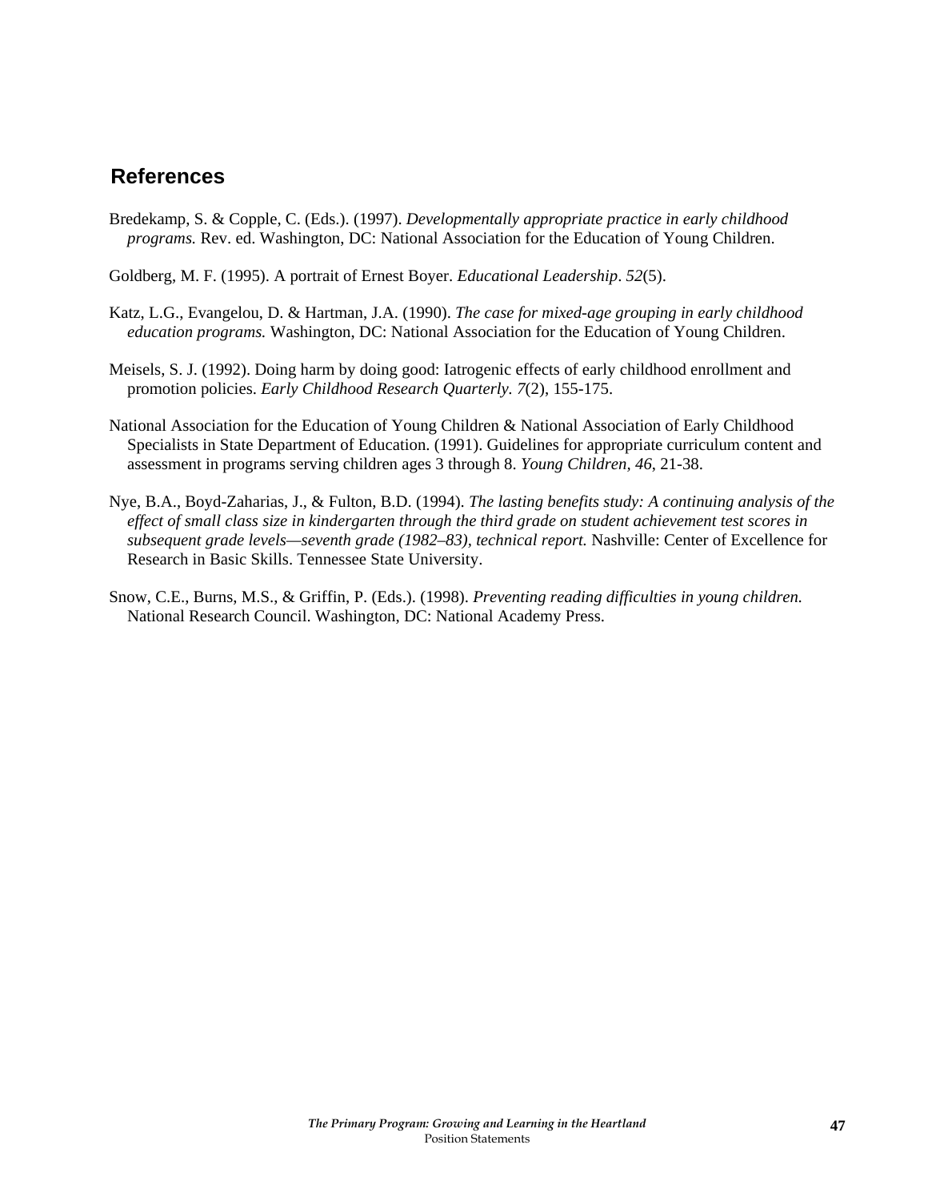## References

Bredekamp, S. & Copple, C. (Eds.). (1997). *Developmentally appropriate practice in early childhood programs.* Rev. ed. Washington, DC: National Association for the Education of Young Children.

Goldberg, M. F. (1995). A portrait of Ernest Boyer. *Educational Leadership*. *52*(5).

Katz, L.G., Evangelou, D. & Hartman, J.A. (1990). *The case for mixed-age grouping in early childhood education programs.* Washington, DC: National Association for the Education of Young Children.

Meisels, S. J. (1992). Doing harm by doing good: Iatrogenic effects of early childhood enrollment and promotion policies. *Early Childhood Research Quarterly. 7*(2), 155-175.

National Association for the Education of Young Children & National Association of Early Childhood Specialists in State Department of Education. (1991). Guidelines for appropriate curriculum content and assessment in programs serving children ages 3 through 8. *Young Children, 46*, 21-38.

Nye, B.A., Boyd-Zaharias, J., & Fulton, B.D. (1994). *The lasting benefits study: A continuing analysis of the effect of small class size in kindergarten through the third grade on student achievement test scores in subsequent grade levels—seventh grade (1982–83), technical report.* Nashville: Center of Excellence for Research in Basic Skills. Tennessee State University.

Snow, C.E., Burns, M.S., & Griffin, P. (Eds.). (1998). *Preventing reading difficulties in young children.* National Research Council. Washington, DC: National Academy Press.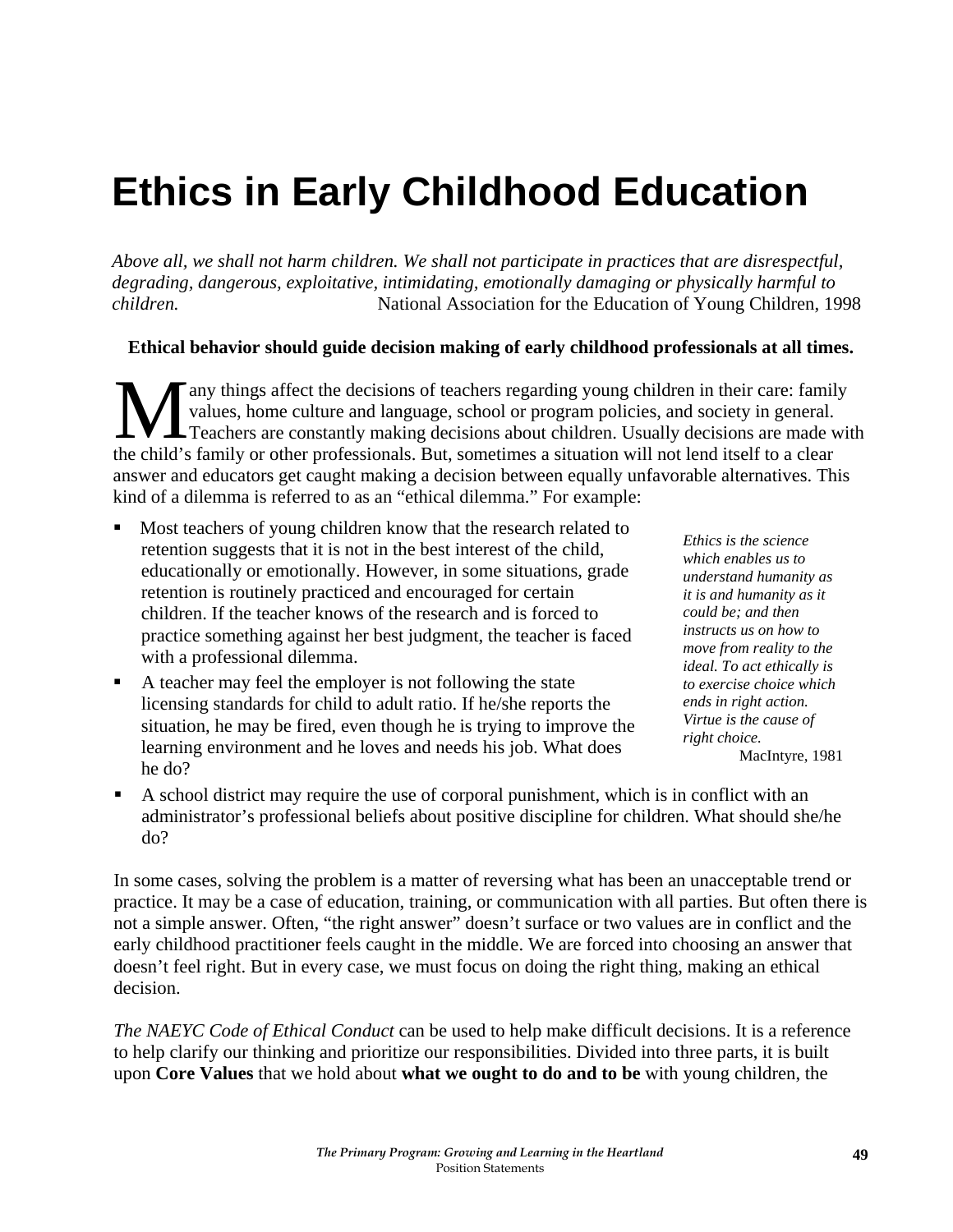# Ethics in Early Childhood Education

*Above all, we shall not harm children. We shall not participate in practices that are disrespectful, degrading, dangerous, exploitative, intimidating, emotionally damaging or physically harmful to children.* National Association for the Education of Young Children, 1998

**Ethical behavior should guide decision making of early childhood professionals at all times.**

Many things affect the decisions of teachers regarding young children in their care: family values, home culture and language, school or program policies, and society in general. Teachers are constantly making decisions about children. Usually decisions are made with the child's family or other professionals. But, sometimes a situation will not lend itself to a clear answer and educators get caught making a decision between equally unfavorable alternatives. This kind of a dilemma is referred to as an "ethical dilemma." For example:

- Most teachers of young children know that the research related to retention suggests that it is not in the best interest of the child, educationally or emotionally. However, in some situations, grade retention is routinely practiced and encouraged for certain children. If the teacher knows of the research and is forced to practice something against her best judgment, the teacher is faced with a professional dilemma.
- A teacher may feel the employer is not following the state licensing standards for child to adult ratio. If he/she reports the situation, he may be fired, even though he is trying to improve the learning environment and he loves and needs his job. What does he do?
- A school district may require the use of corporal punishment, which is in conflict with an administrator's professional beliefs about positive discipline for children. What should she/he do?

*Ethics is the science which enables us to understand humanity as it is and humanity as it could be; and then instructs us on how to move from reality to the ideal. To act ethically is to exercise choice which ends in right action. Virtue is the cause of right choice.*
MacIntyre, 1981

In some cases, solving the problem is a matter of reversing what has been an unacceptable trend or practice. It may be a case of education, training, or communication with all parties. But often there is not a simple answer. Often, "the right answer" doesn't surface or two values are in conflict and the early childhood practitioner feels caught in the middle. We are forced into choosing an answer that doesn't feel right. But in every case, we must focus on doing the right thing, making an ethical decision.

*The NAEYC Code of Ethical Conduct* can be used to help make difficult decisions. It is a reference to help clarify our thinking and prioritize our responsibilities. Divided into three parts, it is built upon **Core Values** that we hold about **what we ought to do and to be** with young children, the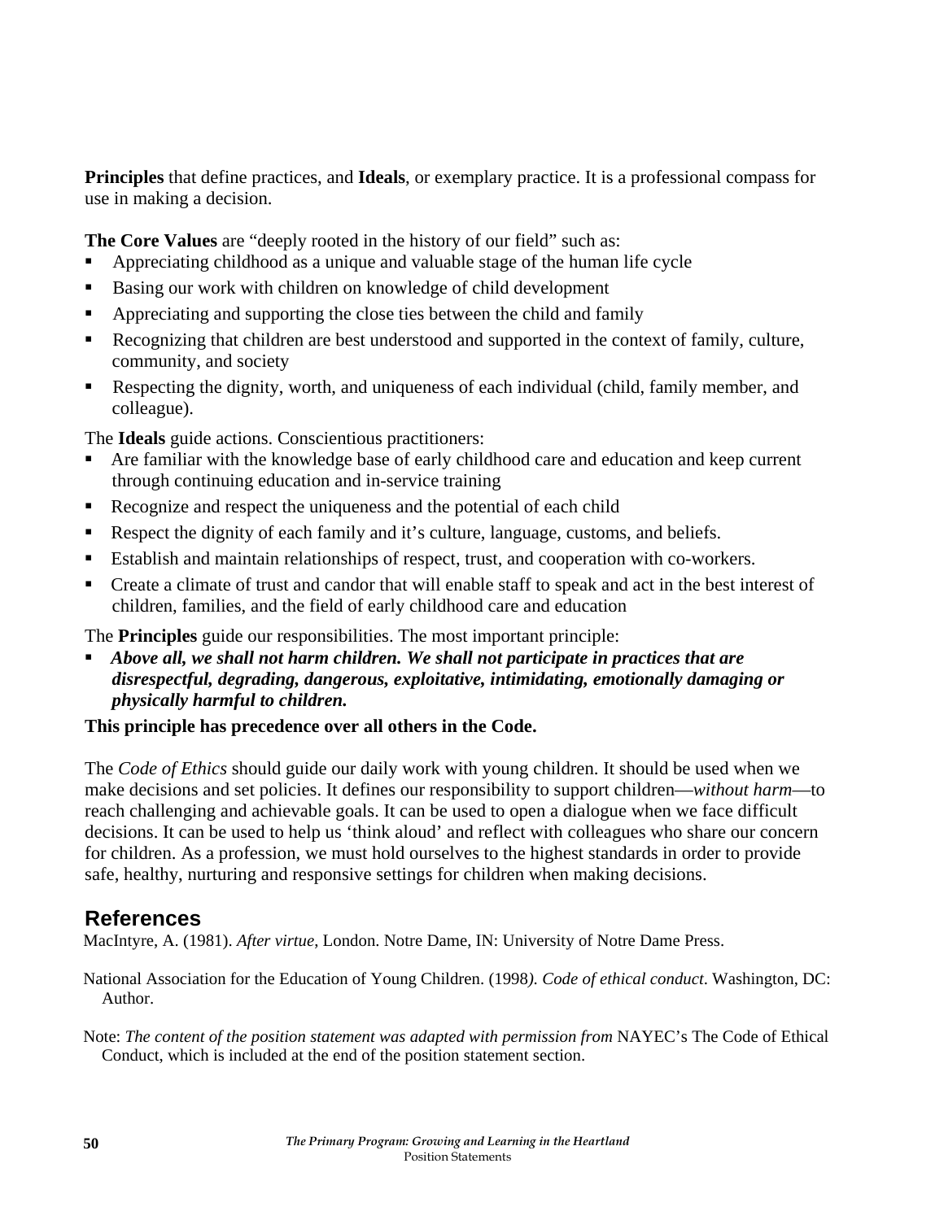**Principles** that define practices, and **Ideals**, or exemplary practice. It is a professional compass for use in making a decision.

**The Core Values** are "deeply rooted in the history of our field" such as:

- Appreciating childhood as a unique and valuable stage of the human life cycle
- Basing our work with children on knowledge of child development
- Appreciating and supporting the close ties between the child and family
- Recognizing that children are best understood and supported in the context of family, culture, community, and society
- Respecting the dignity, worth, and uniqueness of each individual (child, family member, and colleague).

The **Ideals** guide actions. Conscientious practitioners:

- Are familiar with the knowledge base of early childhood care and education and keep current through continuing education and in-service training
- Recognize and respect the uniqueness and the potential of each child
- Respect the dignity of each family and it's culture, language, customs, and beliefs.
- Establish and maintain relationships of respect, trust, and cooperation with co-workers.
- Create a climate of trust and candor that will enable staff to speak and act in the best interest of children, families, and the field of early childhood care and education

The **Principles** guide our responsibilities. The most important principle:

- ***Above all, we shall not harm children. We shall not participate in practices that are disrespectful, degrading, dangerous, exploitative, intimidating, emotionally damaging or physically harmful to children.***

**This principle has precedence over all others in the Code.**

The *Code of Ethics* should guide our daily work with young children. It should be used when we make decisions and set policies. It defines our responsibility to support children—*without harm*—to reach challenging and achievable goals. It can be used to open a dialogue when we face difficult decisions. It can be used to help us 'think aloud' and reflect with colleagues who share our concern for children. As a profession, we must hold ourselves to the highest standards in order to provide safe, healthy, nurturing and responsive settings for children when making decisions.

## References

MacIntyre, A. (1981). *After virtue*, London. Notre Dame, IN: University of Notre Dame Press.

National Association for the Education of Young Children. (1998*). Code of ethical conduct*. Washington, DC: Author.

Note: *The content of the position statement was adapted with permission from* NAYEC's The Code of Ethical Conduct, which is included at the end of the position statement section.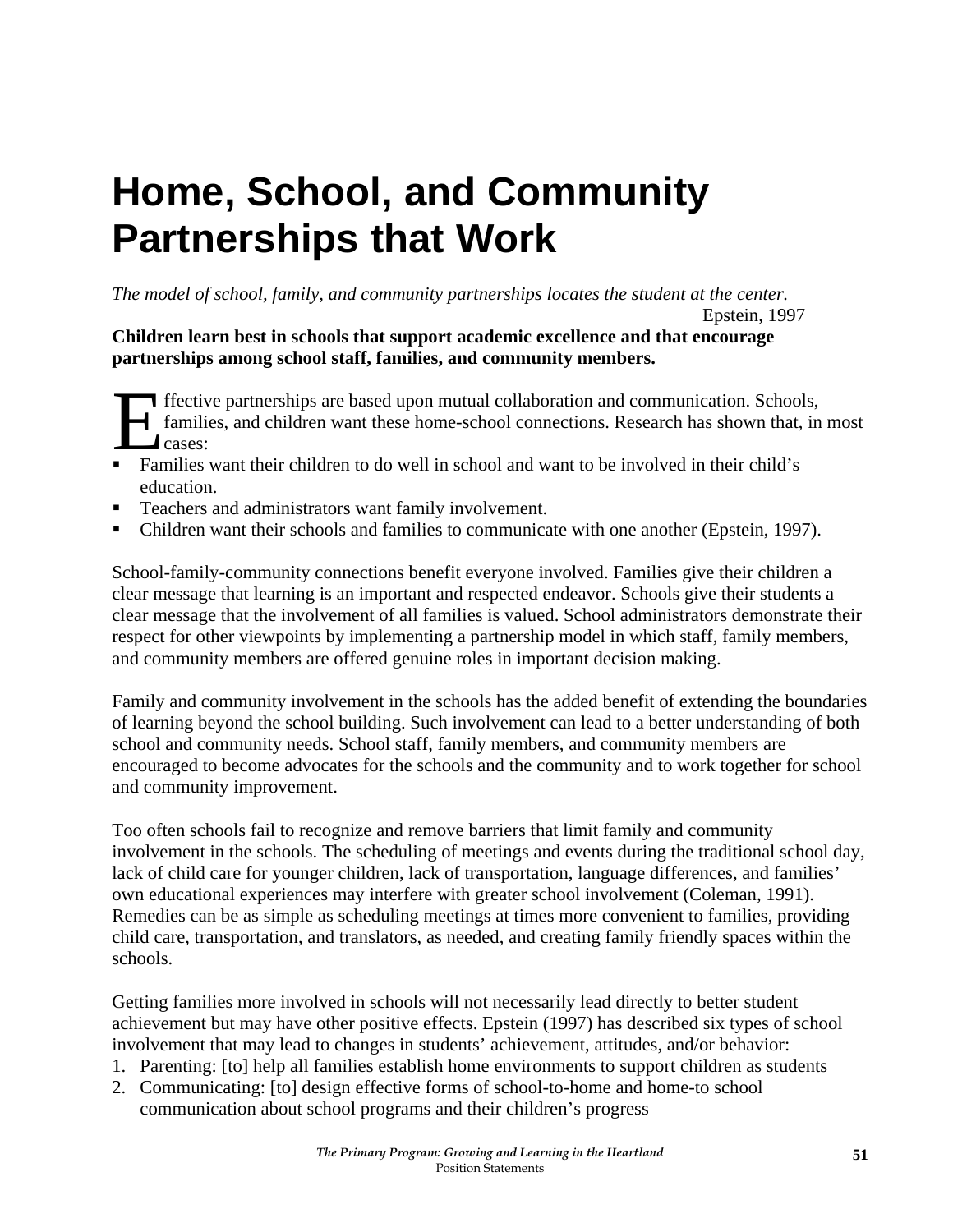# Home, School, and Community Partnerships that Work

*The model of school, family, and community partnerships locates the student at the center.*

Epstein, 1997

**Children learn best in schools that support academic excellence and that encourage partnerships among school staff, families, and community members.**

Effective partnerships are based upon mutual collaboration and communication. Schools, families, and children want these home-school connections. Research has shown that, in most cases:

- Families want their children to do well in school and want to be involved in their child's education.
- Teachers and administrators want family involvement.
- Children want their schools and families to communicate with one another (Epstein, 1997).

School-family-community connections benefit everyone involved. Families give their children a clear message that learning is an important and respected endeavor. Schools give their students a clear message that the involvement of all families is valued. School administrators demonstrate their respect for other viewpoints by implementing a partnership model in which staff, family members, and community members are offered genuine roles in important decision making.

Family and community involvement in the schools has the added benefit of extending the boundaries of learning beyond the school building. Such involvement can lead to a better understanding of both school and community needs. School staff, family members, and community members are encouraged to become advocates for the schools and the community and to work together for school and community improvement.

Too often schools fail to recognize and remove barriers that limit family and community involvement in the schools. The scheduling of meetings and events during the traditional school day, lack of child care for younger children, lack of transportation, language differences, and families' own educational experiences may interfere with greater school involvement (Coleman, 1991). Remedies can be as simple as scheduling meetings at times more convenient to families, providing child care, transportation, and translators, as needed, and creating family friendly spaces within the schools.

Getting families more involved in schools will not necessarily lead directly to better student achievement but may have other positive effects. Epstein (1997) has described six types of school involvement that may lead to changes in students' achievement, attitudes, and/or behavior:

1. Parenting: [to] help all families establish home environments to support children as students
2. Communicating: [to] design effective forms of school-to-home and home-to school communication about school programs and their children's progress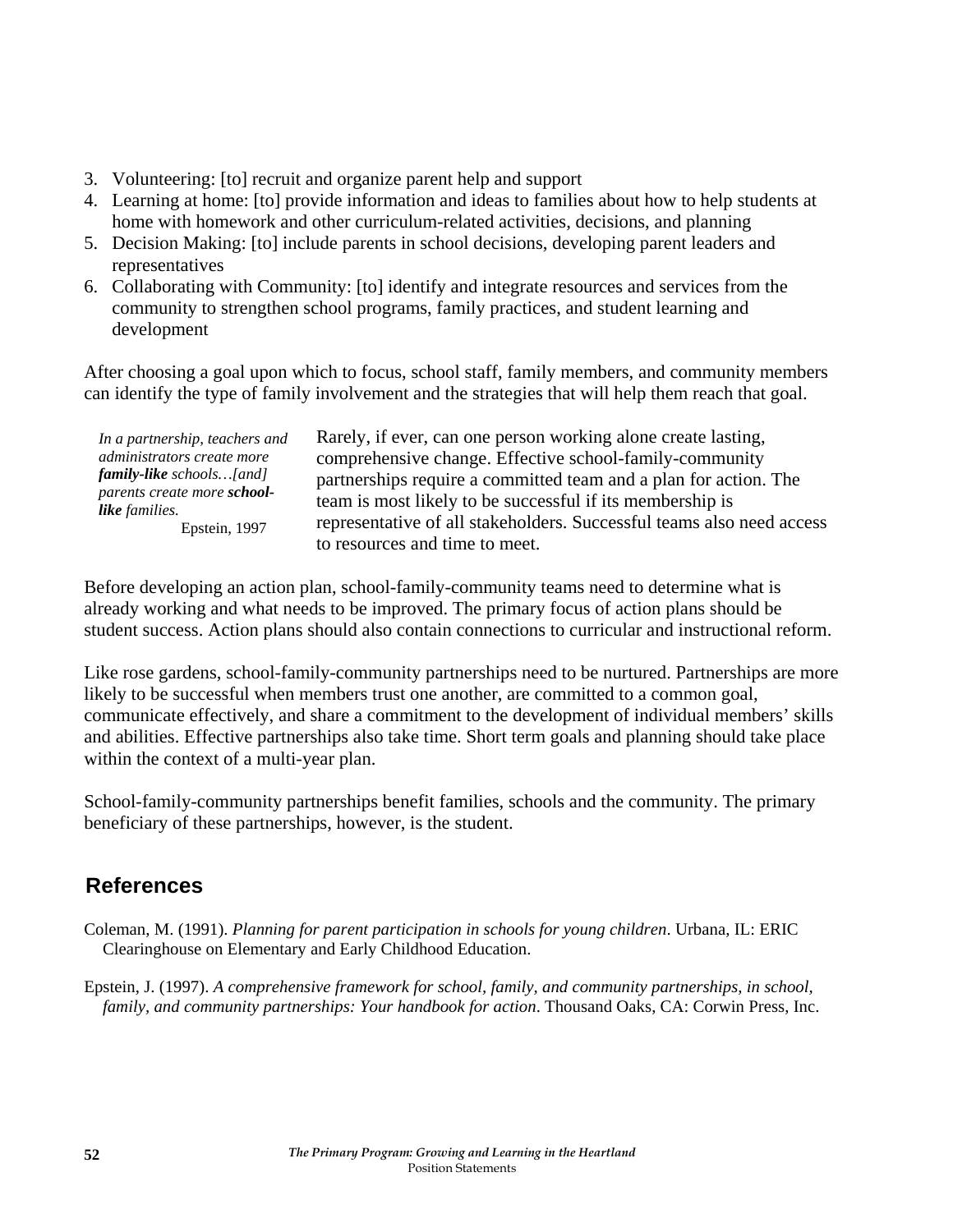3. Volunteering: [to] recruit and organize parent help and support
4. Learning at home: [to] provide information and ideas to families about how to help students at home with homework and other curriculum-related activities, decisions, and planning
5. Decision Making: [to] include parents in school decisions, developing parent leaders and representatives
6. Collaborating with Community: [to] identify and integrate resources and services from the community to strengthen school programs, family practices, and student learning and development

After choosing a goal upon which to focus, school staff, family members, and community members can identify the type of family involvement and the strategies that will help them reach that goal.

*In a partnership, teachers and administrators create more* ***family-like*** *schools…[and] parents create more* ***school-like*** *families.*
Epstein, 1997

Rarely, if ever, can one person working alone create lasting, comprehensive change. Effective school-family-community partnerships require a committed team and a plan for action. The team is most likely to be successful if its membership is representative of all stakeholders. Successful teams also need access to resources and time to meet.

Before developing an action plan, school-family-community teams need to determine what is already working and what needs to be improved. The primary focus of action plans should be student success. Action plans should also contain connections to curricular and instructional reform.

Like rose gardens, school-family-community partnerships need to be nurtured. Partnerships are more likely to be successful when members trust one another, are committed to a common goal, communicate effectively, and share a commitment to the development of individual members' skills and abilities. Effective partnerships also take time. Short term goals and planning should take place within the context of a multi-year plan.

School-family-community partnerships benefit families, schools and the community. The primary beneficiary of these partnerships, however, is the student.

## References

Coleman, M. (1991). *Planning for parent participation in schools for young children*. Urbana, IL: ERIC Clearinghouse on Elementary and Early Childhood Education.

Epstein, J. (1997). *A comprehensive framework for school, family, and community partnerships, in school, family, and community partnerships: Your handbook for action*. Thousand Oaks, CA: Corwin Press, Inc.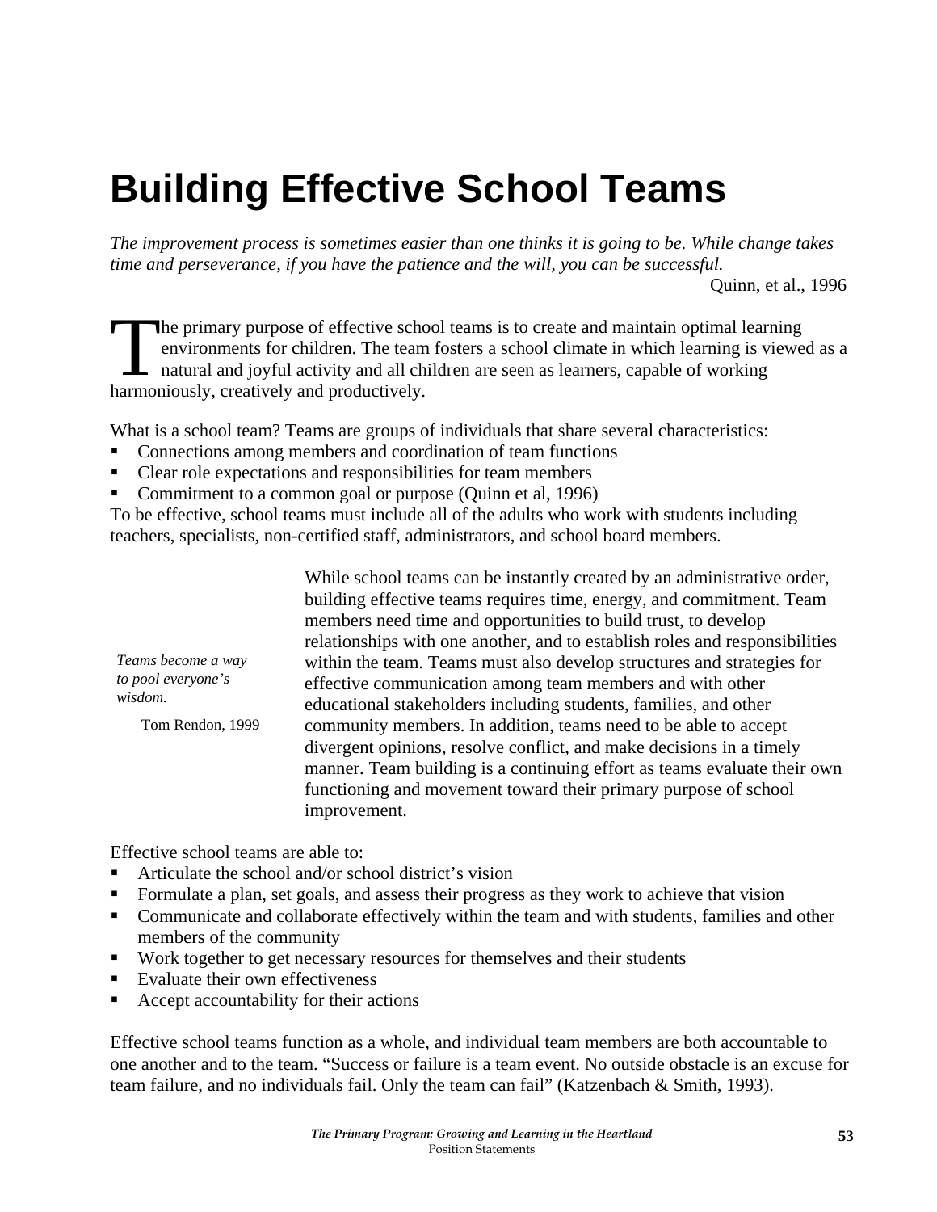# Building Effective School Teams

*The improvement process is sometimes easier than one thinks it is going to be. While change takes time and perseverance, if you have the patience and the will, you can be successful.*

Quinn, et al., 1996

The primary purpose of effective school teams is to create and maintain optimal learning environments for children. The team fosters a school climate in which learning is viewed as a natural and joyful activity and all children are seen as learners, capable of working harmoniously, creatively and productively.

What is a school team? Teams are groups of individuals that share several characteristics:

- Connections among members and coordination of team functions
- Clear role expectations and responsibilities for team members
- Commitment to a common goal or purpose (Quinn et al, 1996)

To be effective, school teams must include all of the adults who work with students including teachers, specialists, non-certified staff, administrators, and school board members.

*Teams become a way to pool everyone's wisdom.*

Tom Rendon, 1999

While school teams can be instantly created by an administrative order, building effective teams requires time, energy, and commitment. Team members need time and opportunities to build trust, to develop relationships with one another, and to establish roles and responsibilities within the team. Teams must also develop structures and strategies for effective communication among team members and with other educational stakeholders including students, families, and other community members. In addition, teams need to be able to accept divergent opinions, resolve conflict, and make decisions in a timely manner. Team building is a continuing effort as teams evaluate their own functioning and movement toward their primary purpose of school improvement.

Effective school teams are able to:

- Articulate the school and/or school district's vision
- Formulate a plan, set goals, and assess their progress as they work to achieve that vision
- Communicate and collaborate effectively within the team and with students, families and other members of the community
- Work together to get necessary resources for themselves and their students
- Evaluate their own effectiveness
- Accept accountability for their actions

Effective school teams function as a whole, and individual team members are both accountable to one another and to the team. "Success or failure is a team event. No outside obstacle is an excuse for team failure, and no individuals fail. Only the team can fail" (Katzenbach & Smith, 1993).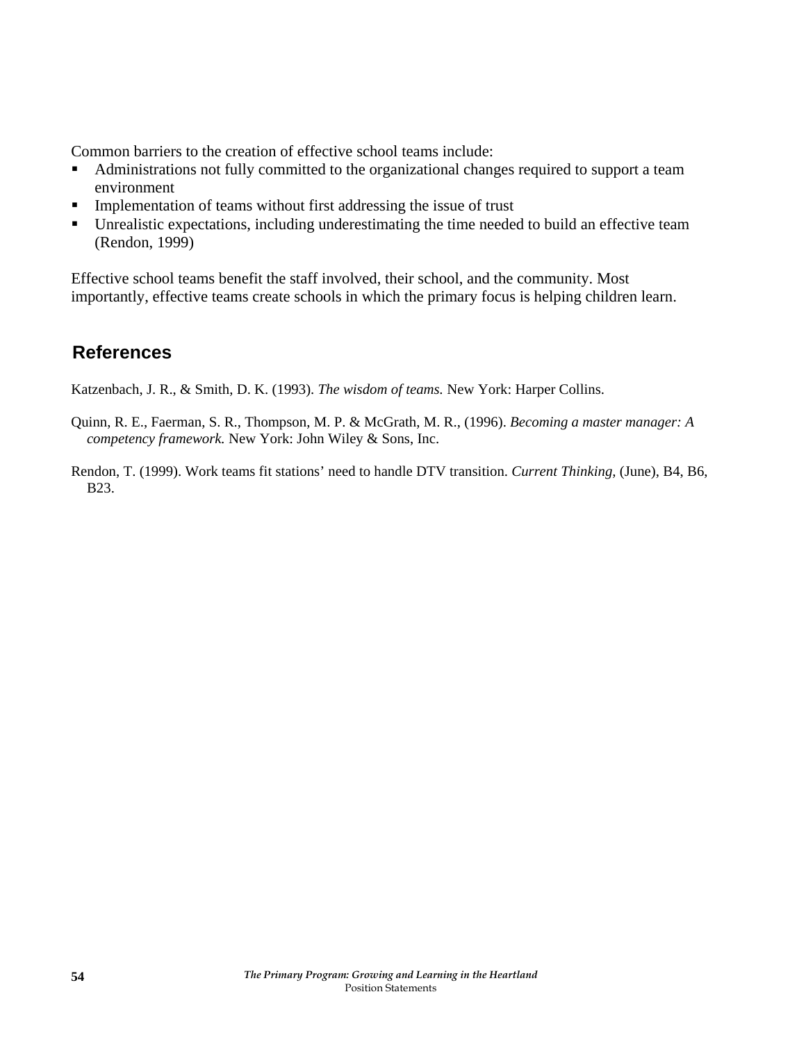Common barriers to the creation of effective school teams include:

- Administrations not fully committed to the organizational changes required to support a team environment
- Implementation of teams without first addressing the issue of trust
- Unrealistic expectations, including underestimating the time needed to build an effective team (Rendon, 1999)

Effective school teams benefit the staff involved, their school, and the community. Most importantly, effective teams create schools in which the primary focus is helping children learn.

## References

Katzenbach, J. R., & Smith, D. K. (1993). *The wisdom of teams.* New York: Harper Collins.

Quinn, R. E., Faerman, S. R., Thompson, M. P. & McGrath, M. R., (1996). *Becoming a master manager: A competency framework.* New York: John Wiley & Sons, Inc.

Rendon, T. (1999). Work teams fit stations' need to handle DTV transition. *Current Thinking,* (June), B4, B6, B23.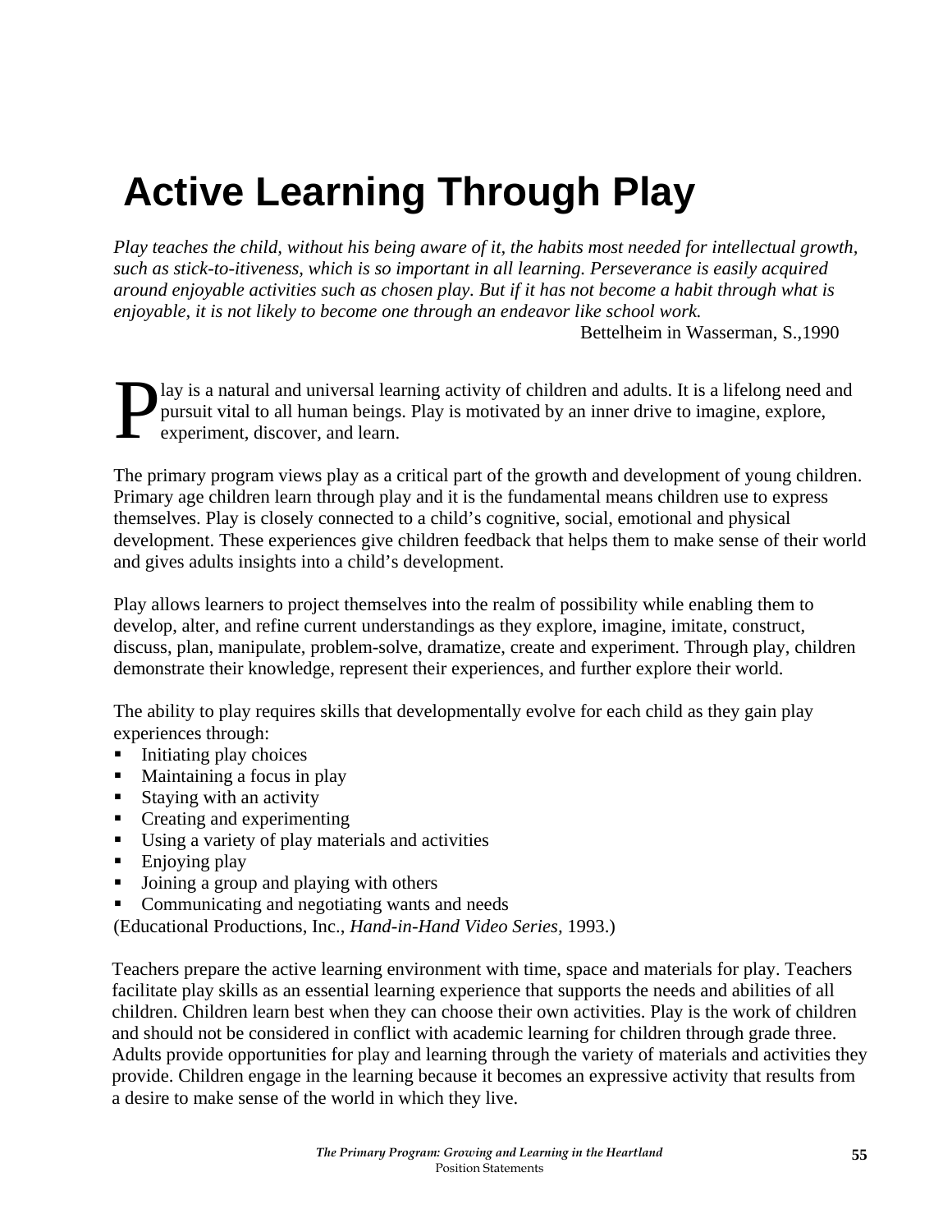# Active Learning Through Play

*Play teaches the child, without his being aware of it, the habits most needed for intellectual growth, such as stick-to-itiveness, which is so important in all learning. Perseverance is easily acquired around enjoyable activities such as chosen play. But if it has not become a habit through what is enjoyable, it is not likely to become one through an endeavor like school work.*

Bettelheim in Wasserman, S.,1990

Play is a natural and universal learning activity of children and adults. It is a lifelong need and pursuit vital to all human beings. Play is motivated by an inner drive to imagine, explore, experiment, discover, and learn.

The primary program views play as a critical part of the growth and development of young children. Primary age children learn through play and it is the fundamental means children use to express themselves. Play is closely connected to a child's cognitive, social, emotional and physical development. These experiences give children feedback that helps them to make sense of their world and gives adults insights into a child's development.

Play allows learners to project themselves into the realm of possibility while enabling them to develop, alter, and refine current understandings as they explore, imagine, imitate, construct, discuss, plan, manipulate, problem-solve, dramatize, create and experiment. Through play, children demonstrate their knowledge, represent their experiences, and further explore their world.

The ability to play requires skills that developmentally evolve for each child as they gain play experiences through:

- Initiating play choices
- Maintaining a focus in play
- Staying with an activity
- Creating and experimenting
- Using a variety of play materials and activities
- Enjoying play
- Joining a group and playing with others
- Communicating and negotiating wants and needs

(Educational Productions, Inc., *Hand-in-Hand Video Series*, 1993.)

Teachers prepare the active learning environment with time, space and materials for play. Teachers facilitate play skills as an essential learning experience that supports the needs and abilities of all children. Children learn best when they can choose their own activities. Play is the work of children and should not be considered in conflict with academic learning for children through grade three. Adults provide opportunities for play and learning through the variety of materials and activities they provide. Children engage in the learning because it becomes an expressive activity that results from a desire to make sense of the world in which they live.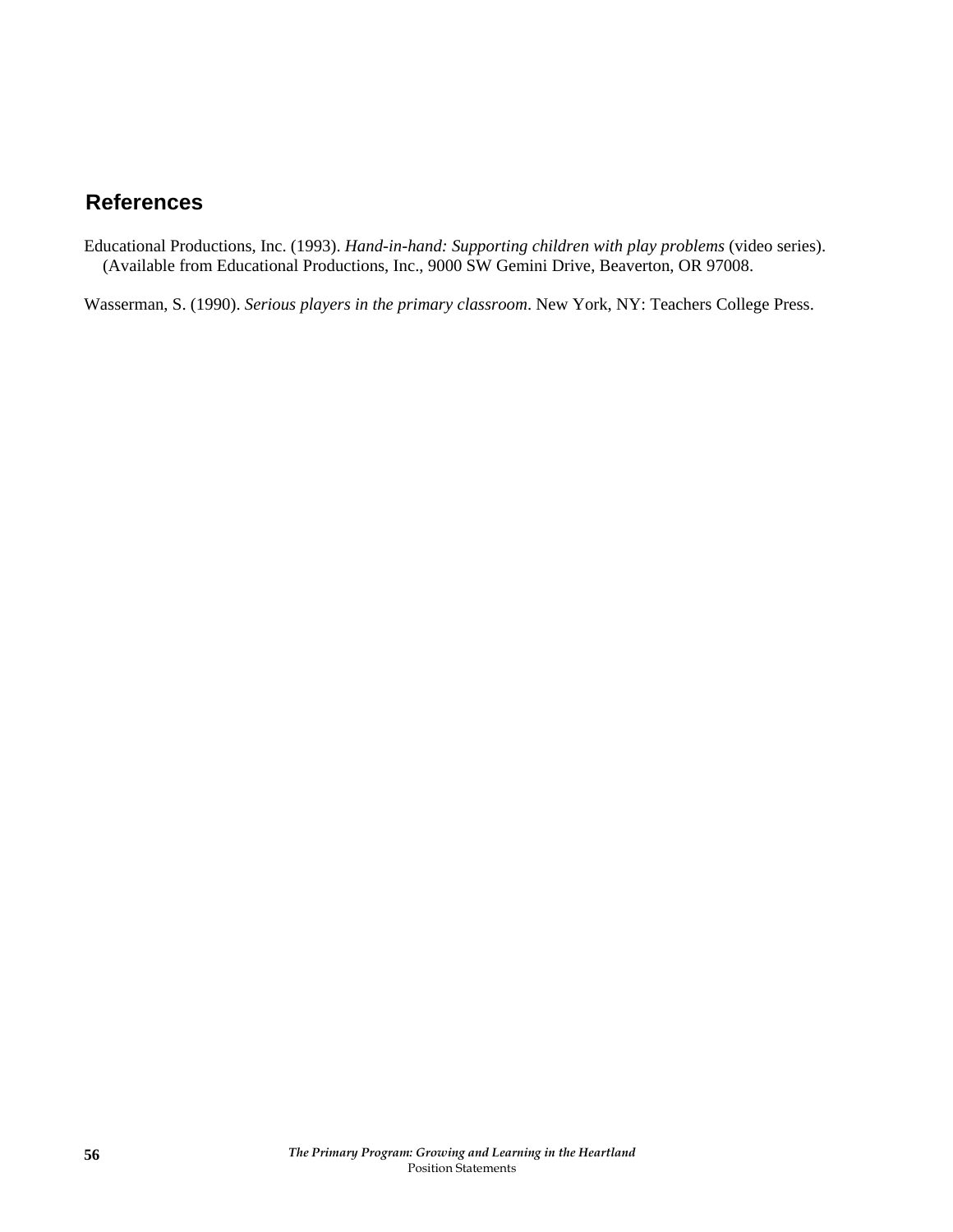## References

Educational Productions, Inc. (1993). *Hand-in-hand: Supporting children with play problems* (video series). (Available from Educational Productions, Inc., 9000 SW Gemini Drive, Beaverton, OR 97008.

Wasserman, S. (1990). *Serious players in the primary classroom*. New York, NY: Teachers College Press.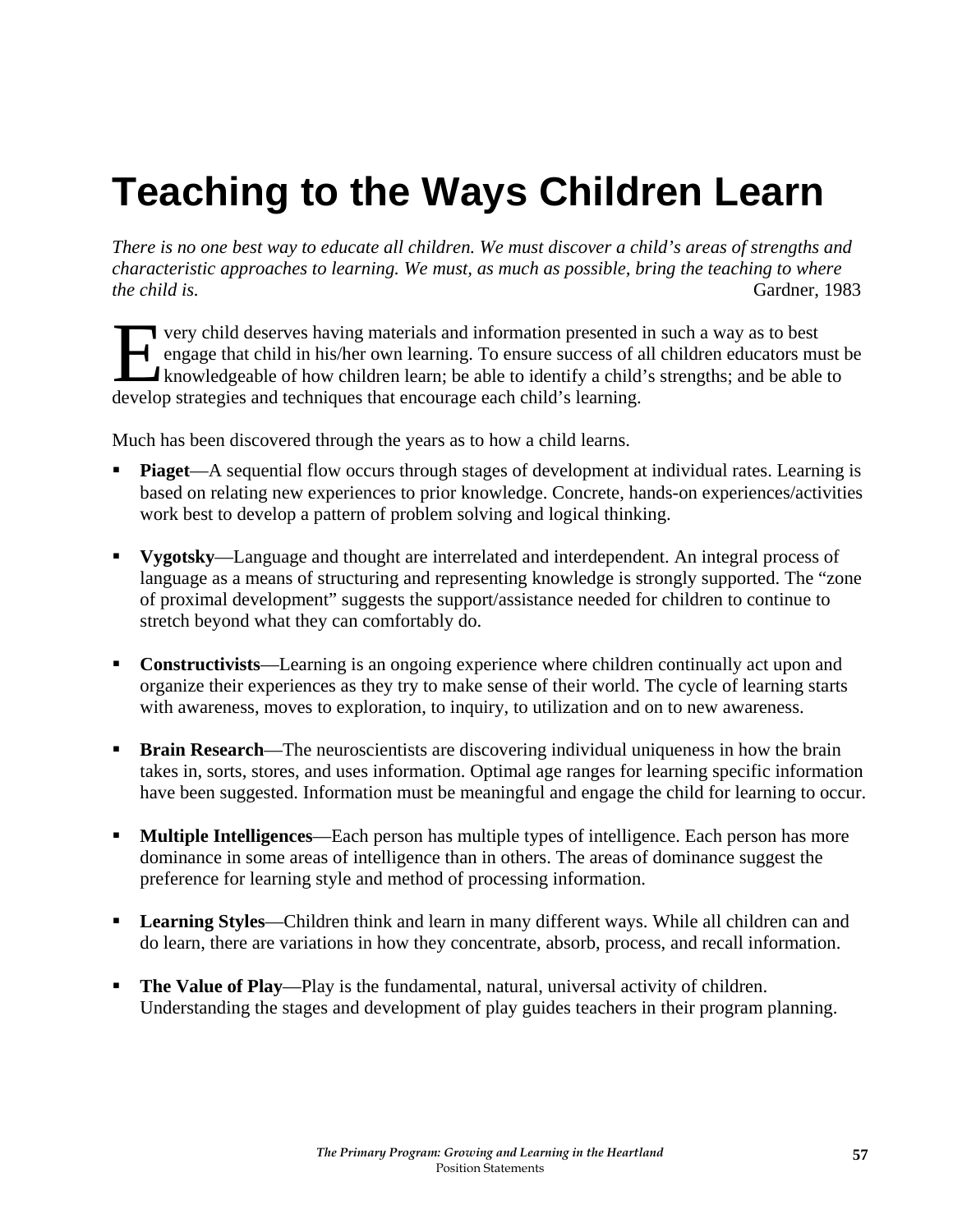# Teaching to the Ways Children Learn

*There is no one best way to educate all children. We must discover a child's areas of strengths and characteristic approaches to learning. We must, as much as possible, bring the teaching to where the child is.* Gardner, 1983

Every child deserves having materials and information presented in such a way as to best engage that child in his/her own learning. To ensure success of all children educators must be knowledgeable of how children learn; be able to identify a child's strengths; and be able to develop strategies and techniques that encourage each child's learning.

Much has been discovered through the years as to how a child learns.

- **Piaget**—A sequential flow occurs through stages of development at individual rates. Learning is based on relating new experiences to prior knowledge. Concrete, hands-on experiences/activities work best to develop a pattern of problem solving and logical thinking.

- **Vygotsky**—Language and thought are interrelated and interdependent. An integral process of language as a means of structuring and representing knowledge is strongly supported. The "zone of proximal development" suggests the support/assistance needed for children to continue to stretch beyond what they can comfortably do.

- **Constructivists**—Learning is an ongoing experience where children continually act upon and organize their experiences as they try to make sense of their world. The cycle of learning starts with awareness, moves to exploration, to inquiry, to utilization and on to new awareness.

- **Brain Research**—The neuroscientists are discovering individual uniqueness in how the brain takes in, sorts, stores, and uses information. Optimal age ranges for learning specific information have been suggested. Information must be meaningful and engage the child for learning to occur.

- **Multiple Intelligences**—Each person has multiple types of intelligence. Each person has more dominance in some areas of intelligence than in others. The areas of dominance suggest the preference for learning style and method of processing information.

- **Learning Styles**—Children think and learn in many different ways. While all children can and do learn, there are variations in how they concentrate, absorb, process, and recall information.

- **The Value of Play**—Play is the fundamental, natural, universal activity of children. Understanding the stages and development of play guides teachers in their program planning.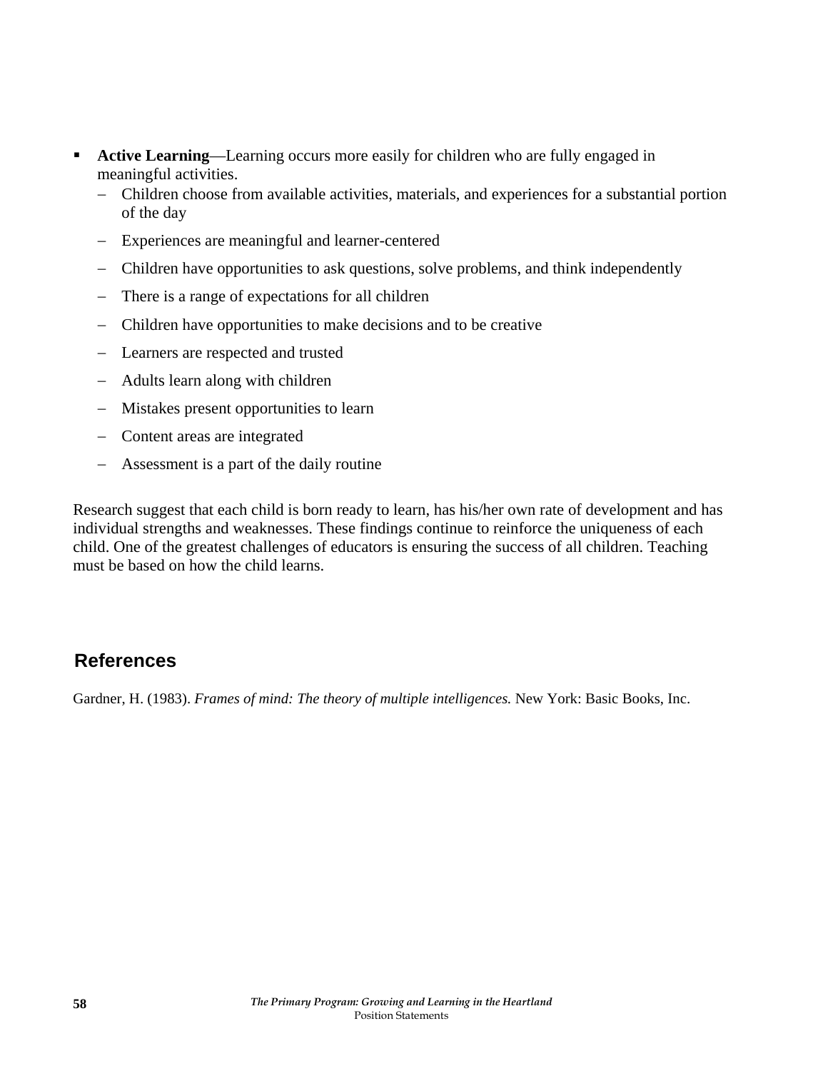- **Active Learning**—Learning occurs more easily for children who are fully engaged in meaningful activities.
  - Children choose from available activities, materials, and experiences for a substantial portion of the day
  - Experiences are meaningful and learner-centered
  - Children have opportunities to ask questions, solve problems, and think independently
  - There is a range of expectations for all children
  - Children have opportunities to make decisions and to be creative
  - Learners are respected and trusted
  - Adults learn along with children
  - Mistakes present opportunities to learn
  - Content areas are integrated
  - Assessment is a part of the daily routine

Research suggest that each child is born ready to learn, has his/her own rate of development and has individual strengths and weaknesses. These findings continue to reinforce the uniqueness of each child. One of the greatest challenges of educators is ensuring the success of all children. Teaching must be based on how the child learns.

## References

Gardner, H. (1983). *Frames of mind: The theory of multiple intelligences.* New York: Basic Books, Inc.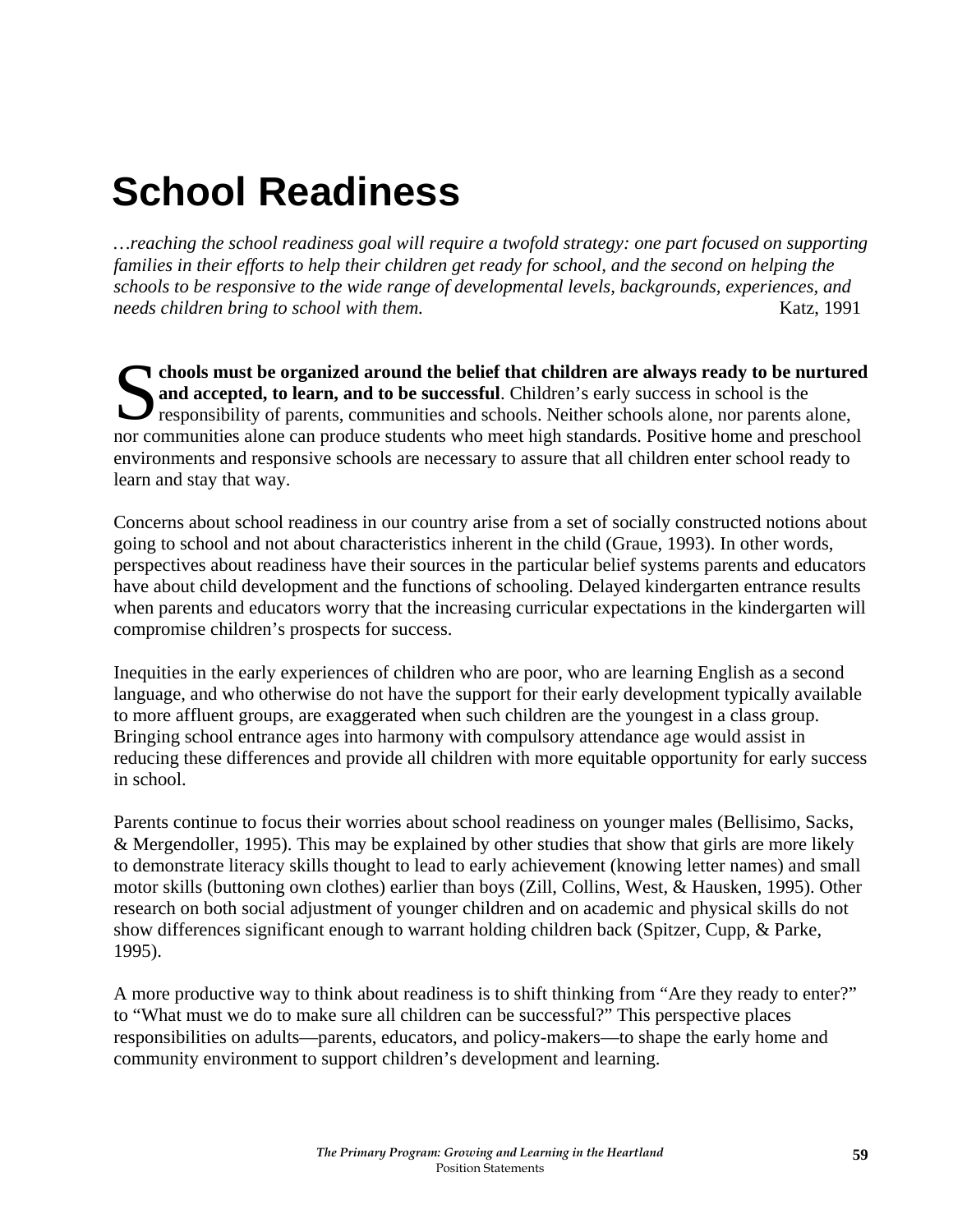# School Readiness

*…reaching the school readiness goal will require a twofold strategy: one part focused on supporting families in their efforts to help their children get ready for school, and the second on helping the schools to be responsive to the wide range of developmental levels, backgrounds, experiences, and needs children bring to school with them.* Katz, 1991

**Schools must be organized around the belief that children are always ready to be nurtured and accepted, to learn, and to be successful**. Children's early success in school is the responsibility of parents, communities and schools. Neither schools alone, nor parents alone, nor communities alone can produce students who meet high standards. Positive home and preschool environments and responsive schools are necessary to assure that all children enter school ready to learn and stay that way.

Concerns about school readiness in our country arise from a set of socially constructed notions about going to school and not about characteristics inherent in the child (Graue, 1993). In other words, perspectives about readiness have their sources in the particular belief systems parents and educators have about child development and the functions of schooling. Delayed kindergarten entrance results when parents and educators worry that the increasing curricular expectations in the kindergarten will compromise children's prospects for success.

Inequities in the early experiences of children who are poor, who are learning English as a second language, and who otherwise do not have the support for their early development typically available to more affluent groups, are exaggerated when such children are the youngest in a class group. Bringing school entrance ages into harmony with compulsory attendance age would assist in reducing these differences and provide all children with more equitable opportunity for early success in school.

Parents continue to focus their worries about school readiness on younger males (Bellisimo, Sacks, & Mergendoller, 1995). This may be explained by other studies that show that girls are more likely to demonstrate literacy skills thought to lead to early achievement (knowing letter names) and small motor skills (buttoning own clothes) earlier than boys (Zill, Collins, West, & Hausken, 1995). Other research on both social adjustment of younger children and on academic and physical skills do not show differences significant enough to warrant holding children back (Spitzer, Cupp, & Parke, 1995).

A more productive way to think about readiness is to shift thinking from "Are they ready to enter?" to "What must we do to make sure all children can be successful?" This perspective places responsibilities on adults—parents, educators, and policy-makers—to shape the early home and community environment to support children's development and learning.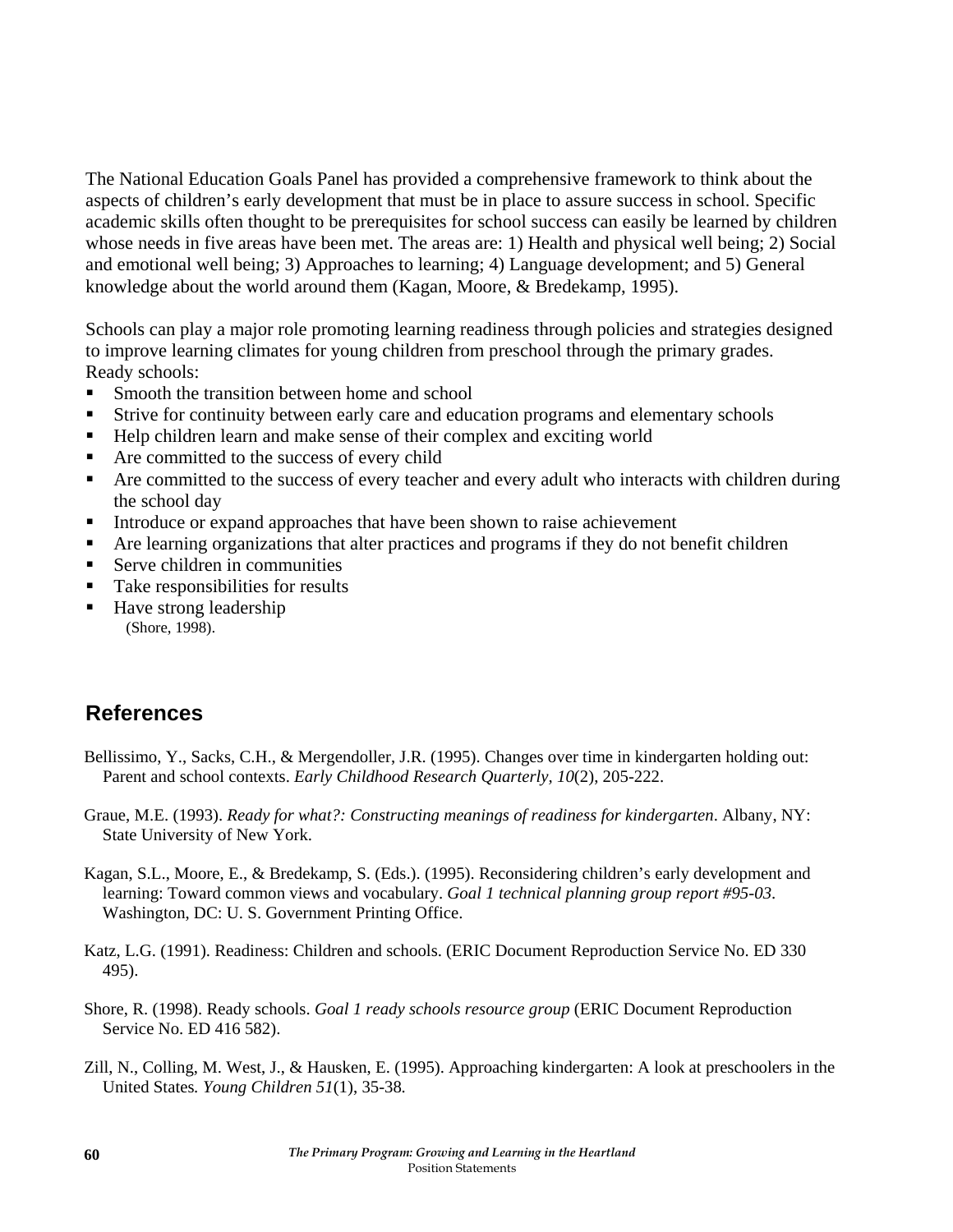The National Education Goals Panel has provided a comprehensive framework to think about the aspects of children's early development that must be in place to assure success in school. Specific academic skills often thought to be prerequisites for school success can easily be learned by children whose needs in five areas have been met. The areas are: 1) Health and physical well being; 2) Social and emotional well being; 3) Approaches to learning; 4) Language development; and 5) General knowledge about the world around them (Kagan, Moore, & Bredekamp, 1995).

Schools can play a major role promoting learning readiness through policies and strategies designed to improve learning climates for young children from preschool through the primary grades. Ready schools:

- Smooth the transition between home and school
- Strive for continuity between early care and education programs and elementary schools
- Help children learn and make sense of their complex and exciting world
- Are committed to the success of every child
- Are committed to the success of every teacher and every adult who interacts with children during the school day
- Introduce or expand approaches that have been shown to raise achievement
- Are learning organizations that alter practices and programs if they do not benefit children
- Serve children in communities
- Take responsibilities for results
- Have strong leadership

(Shore, 1998).

## References

Bellissimo, Y., Sacks, C.H., & Mergendoller, J.R. (1995). Changes over time in kindergarten holding out: Parent and school contexts. *Early Childhood Research Quarterly, 10*(2), 205-222.

Graue, M.E. (1993). *Ready for what?: Constructing meanings of readiness for kindergarten*. Albany, NY: State University of New York.

Kagan, S.L., Moore, E., & Bredekamp, S. (Eds.). (1995). Reconsidering children's early development and learning: Toward common views and vocabulary. *Goal 1 technical planning group report #95-03*. Washington, DC: U. S. Government Printing Office.

Katz, L.G. (1991). Readiness: Children and schools. (ERIC Document Reproduction Service No. ED 330 495).

Shore, R. (1998). Ready schools. *Goal 1 ready schools resource group* (ERIC Document Reproduction Service No. ED 416 582).

Zill, N., Colling, M. West, J., & Hausken, E. (1995). Approaching kindergarten: A look at preschoolers in the United States*. Young Children 51*(1), 35-38.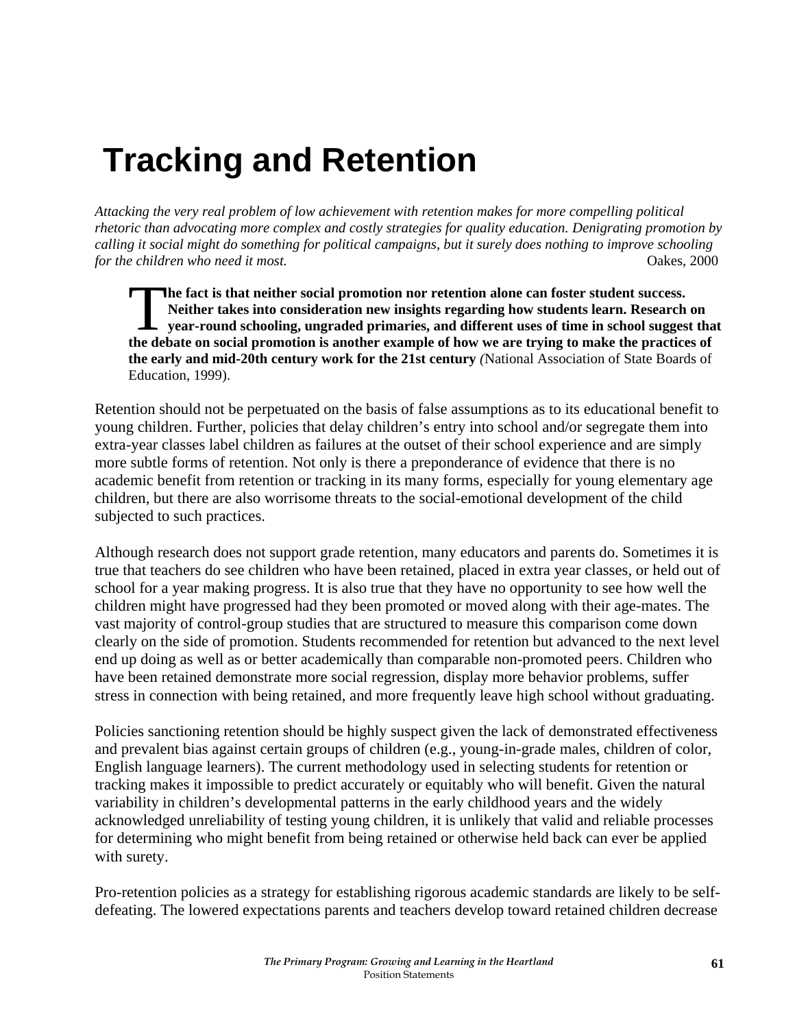# Tracking and Retention

*Attacking the very real problem of low achievement with retention makes for more compelling political rhetoric than advocating more complex and costly strategies for quality education. Denigrating promotion by calling it social might do something for political campaigns, but it surely does nothing to improve schooling for the children who need it most.* Oakes, 2000

> **The fact is that neither social promotion nor retention alone can foster student success. Neither takes into consideration new insights regarding how students learn. Research on year-round schooling, ungraded primaries, and different uses of time in school suggest that the debate on social promotion is another example of how we are trying to make the practices of the early and mid-20th century work for the 21st century** (National Association of State Boards of Education, 1999).

Retention should not be perpetuated on the basis of false assumptions as to its educational benefit to young children. Further, policies that delay children's entry into school and/or segregate them into extra-year classes label children as failures at the outset of their school experience and are simply more subtle forms of retention. Not only is there a preponderance of evidence that there is no academic benefit from retention or tracking in its many forms, especially for young elementary age children, but there are also worrisome threats to the social-emotional development of the child subjected to such practices.

Although research does not support grade retention, many educators and parents do. Sometimes it is true that teachers do see children who have been retained, placed in extra year classes, or held out of school for a year making progress. It is also true that they have no opportunity to see how well the children might have progressed had they been promoted or moved along with their age-mates. The vast majority of control-group studies that are structured to measure this comparison come down clearly on the side of promotion. Students recommended for retention but advanced to the next level end up doing as well as or better academically than comparable non-promoted peers. Children who have been retained demonstrate more social regression, display more behavior problems, suffer stress in connection with being retained, and more frequently leave high school without graduating.

Policies sanctioning retention should be highly suspect given the lack of demonstrated effectiveness and prevalent bias against certain groups of children (e.g., young-in-grade males, children of color, English language learners). The current methodology used in selecting students for retention or tracking makes it impossible to predict accurately or equitably who will benefit. Given the natural variability in children's developmental patterns in the early childhood years and the widely acknowledged unreliability of testing young children, it is unlikely that valid and reliable processes for determining who might benefit from being retained or otherwise held back can ever be applied with surety.

Pro-retention policies as a strategy for establishing rigorous academic standards are likely to be self-defeating. The lowered expectations parents and teachers develop toward retained children decrease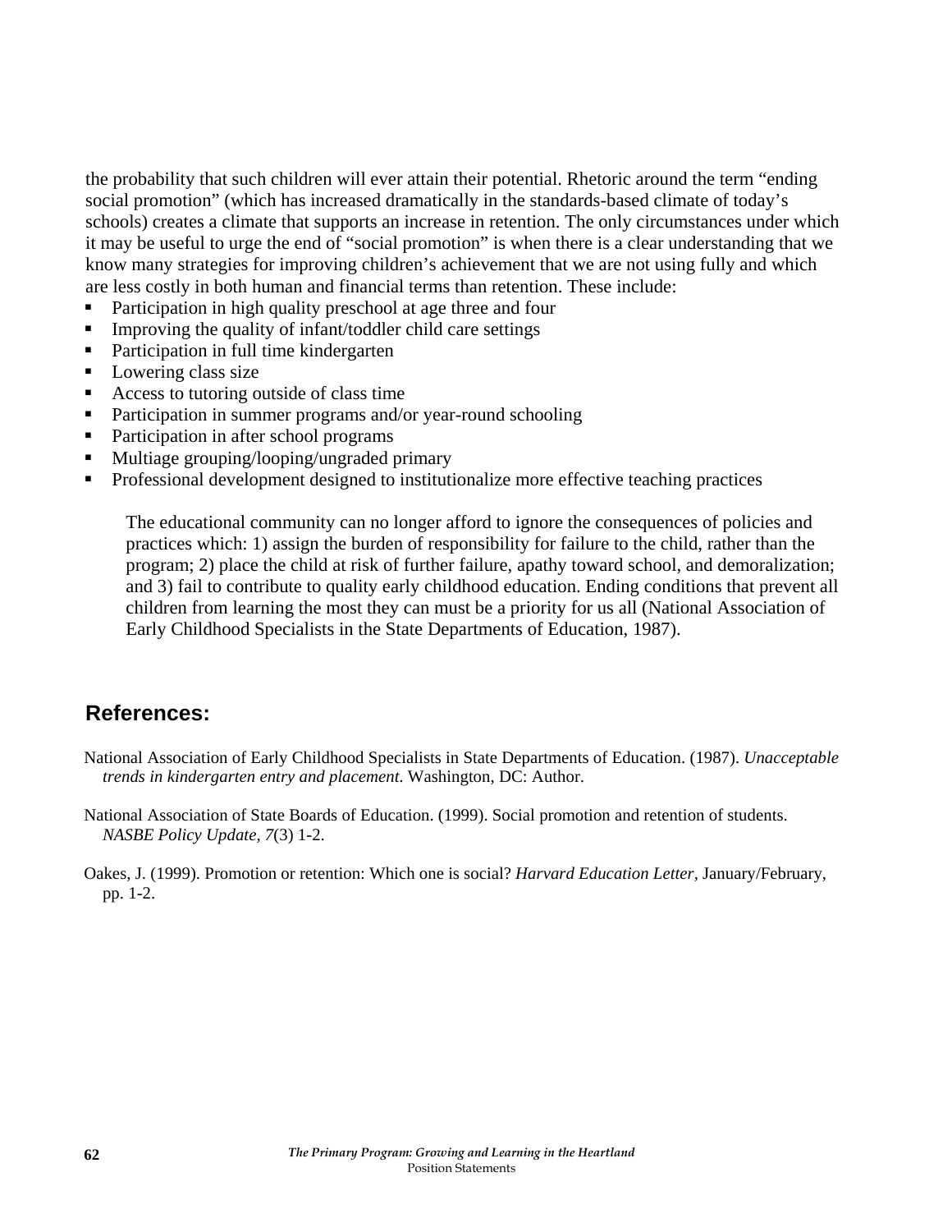the probability that such children will ever attain their potential. Rhetoric around the term "ending social promotion" (which has increased dramatically in the standards-based climate of today's schools) creates a climate that supports an increase in retention. The only circumstances under which it may be useful to urge the end of "social promotion" is when there is a clear understanding that we know many strategies for improving children's achievement that we are not using fully and which are less costly in both human and financial terms than retention. These include:

- Participation in high quality preschool at age three and four
- Improving the quality of infant/toddler child care settings
- Participation in full time kindergarten
- Lowering class size
- Access to tutoring outside of class time
- Participation in summer programs and/or year-round schooling
- Participation in after school programs
- Multiage grouping/looping/ungraded primary
- Professional development designed to institutionalize more effective teaching practices

The educational community can no longer afford to ignore the consequences of policies and practices which: 1) assign the burden of responsibility for failure to the child, rather than the program; 2) place the child at risk of further failure, apathy toward school, and demoralization; and 3) fail to contribute to quality early childhood education. Ending conditions that prevent all children from learning the most they can must be a priority for us all (National Association of Early Childhood Specialists in the State Departments of Education, 1987).

## References:

National Association of Early Childhood Specialists in State Departments of Education. (1987). *Unacceptable trends in kindergarten entry and placement.* Washington, DC: Author.

National Association of State Boards of Education. (1999). Social promotion and retention of students. *NASBE Policy Update, 7*(3) 1-2.

Oakes, J. (1999). Promotion or retention: Which one is social? *Harvard Education Letter*, January/February, pp. 1-2.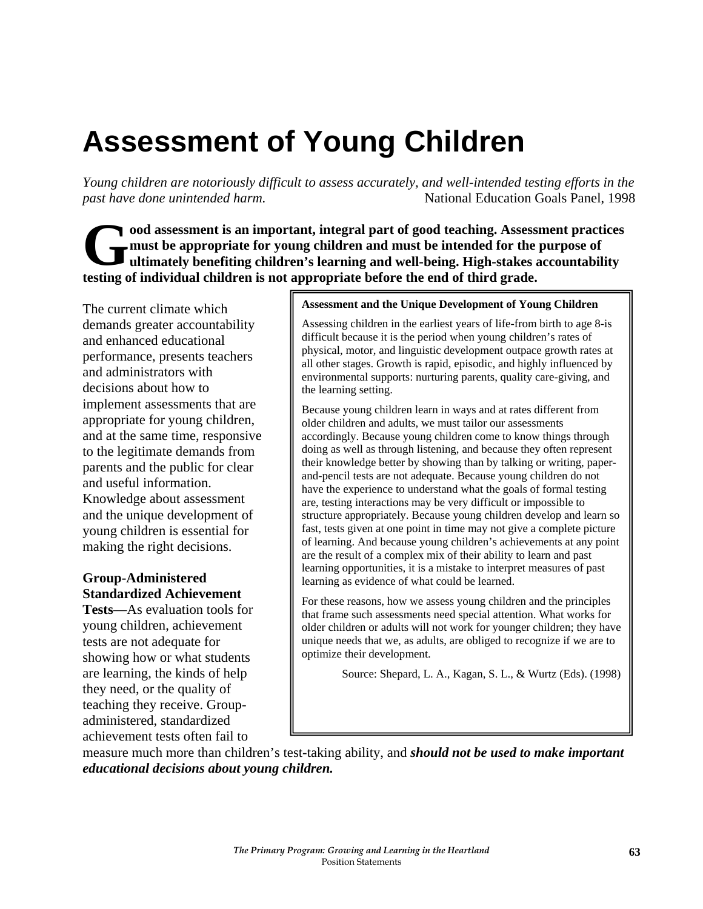# Assessment of Young Children

*Young children are notoriously difficult to assess accurately, and well-intended testing efforts in the past have done unintended harm.* National Education Goals Panel, 1998

**Good assessment is an important, integral part of good teaching. Assessment practices must be appropriate for young children and must be intended for the purpose of ultimately benefiting children's learning and well-being. High-stakes accountability testing of individual children is not appropriate before the end of third grade.**

The current climate which demands greater accountability and enhanced educational performance, presents teachers and administrators with decisions about how to implement assessments that are appropriate for young children, and at the same time, responsive to the legitimate demands from parents and the public for clear and useful information. Knowledge about assessment and the unique development of young children is essential for making the right decisions.

**Assessment and the Unique Development of Young Children**

Assessing children in the earliest years of life-from birth to age 8-is difficult because it is the period when young children's rates of physical, motor, and linguistic development outpace growth rates at all other stages. Growth is rapid, episodic, and highly influenced by environmental supports: nurturing parents, quality care-giving, and the learning setting.

Because young children learn in ways and at rates different from older children and adults, we must tailor our assessments accordingly. Because young children come to know things through doing as well as through listening, and because they often represent their knowledge better by showing than by talking or writing, paper-and-pencil tests are not adequate. Because young children do not have the experience to understand what the goals of formal testing are, testing interactions may be very difficult or impossible to structure appropriately. Because young children develop and learn so fast, tests given at one point in time may not give a complete picture of learning. And because young children's achievements at any point are the result of a complex mix of their ability to learn and past learning opportunities, it is a mistake to interpret measures of past learning as evidence of what could be learned.

For these reasons, how we assess young children and the principles that frame such assessments need special attention. What works for older children or adults will not work for younger children; they have unique needs that we, as adults, are obliged to recognize if we are to optimize their development.

Source: Shepard, L. A., Kagan, S. L., & Wurtz (Eds). (1998)

**Group-Administered Standardized Achievement Tests**—As evaluation tools for young children, achievement tests are not adequate for showing how or what students are learning, the kinds of help they need, or the quality of teaching they receive. Group-administered, standardized achievement tests often fail to measure much more than children's test-taking ability, and ***should not be used to make important educational decisions about young children.***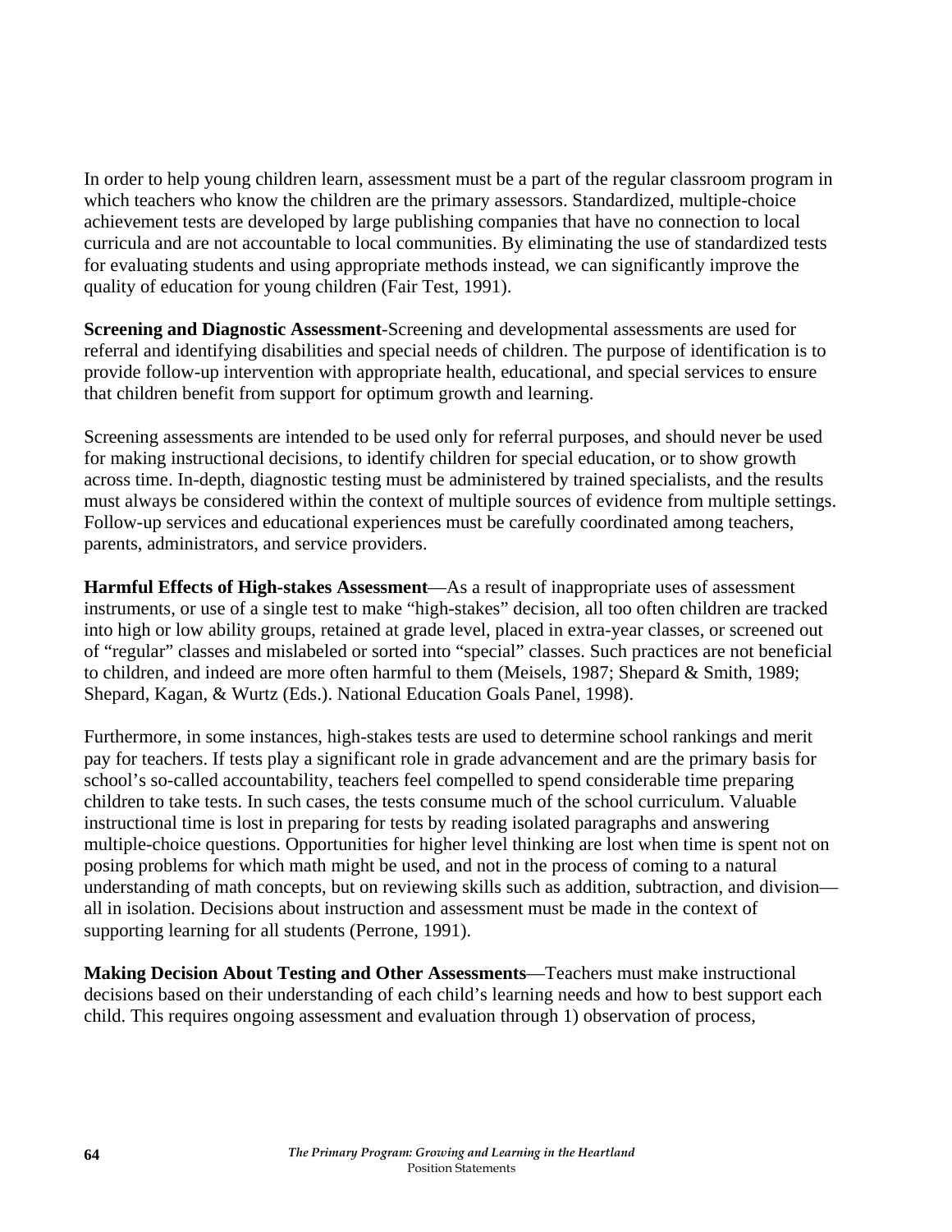In order to help young children learn, assessment must be a part of the regular classroom program in which teachers who know the children are the primary assessors. Standardized, multiple-choice achievement tests are developed by large publishing companies that have no connection to local curricula and are not accountable to local communities. By eliminating the use of standardized tests for evaluating students and using appropriate methods instead, we can significantly improve the quality of education for young children (Fair Test, 1991).

**Screening and Diagnostic Assessment**-Screening and developmental assessments are used for referral and identifying disabilities and special needs of children. The purpose of identification is to provide follow-up intervention with appropriate health, educational, and special services to ensure that children benefit from support for optimum growth and learning.

Screening assessments are intended to be used only for referral purposes, and should never be used for making instructional decisions, to identify children for special education, or to show growth across time. In-depth, diagnostic testing must be administered by trained specialists, and the results must always be considered within the context of multiple sources of evidence from multiple settings. Follow-up services and educational experiences must be carefully coordinated among teachers, parents, administrators, and service providers.

**Harmful Effects of High-stakes Assessment**—As a result of inappropriate uses of assessment instruments, or use of a single test to make "high-stakes" decision, all too often children are tracked into high or low ability groups, retained at grade level, placed in extra-year classes, or screened out of "regular" classes and mislabeled or sorted into "special" classes. Such practices are not beneficial to children, and indeed are more often harmful to them (Meisels, 1987; Shepard & Smith, 1989; Shepard, Kagan, & Wurtz (Eds.). National Education Goals Panel, 1998).

Furthermore, in some instances, high-stakes tests are used to determine school rankings and merit pay for teachers. If tests play a significant role in grade advancement and are the primary basis for school's so-called accountability, teachers feel compelled to spend considerable time preparing children to take tests. In such cases, the tests consume much of the school curriculum. Valuable instructional time is lost in preparing for tests by reading isolated paragraphs and answering multiple-choice questions. Opportunities for higher level thinking are lost when time is spent not on posing problems for which math might be used, and not in the process of coming to a natural understanding of math concepts, but on reviewing skills such as addition, subtraction, and division—all in isolation. Decisions about instruction and assessment must be made in the context of supporting learning for all students (Perrone, 1991).

**Making Decision About Testing and Other Assessments**—Teachers must make instructional decisions based on their understanding of each child's learning needs and how to best support each child. This requires ongoing assessment and evaluation through 1) observation of process,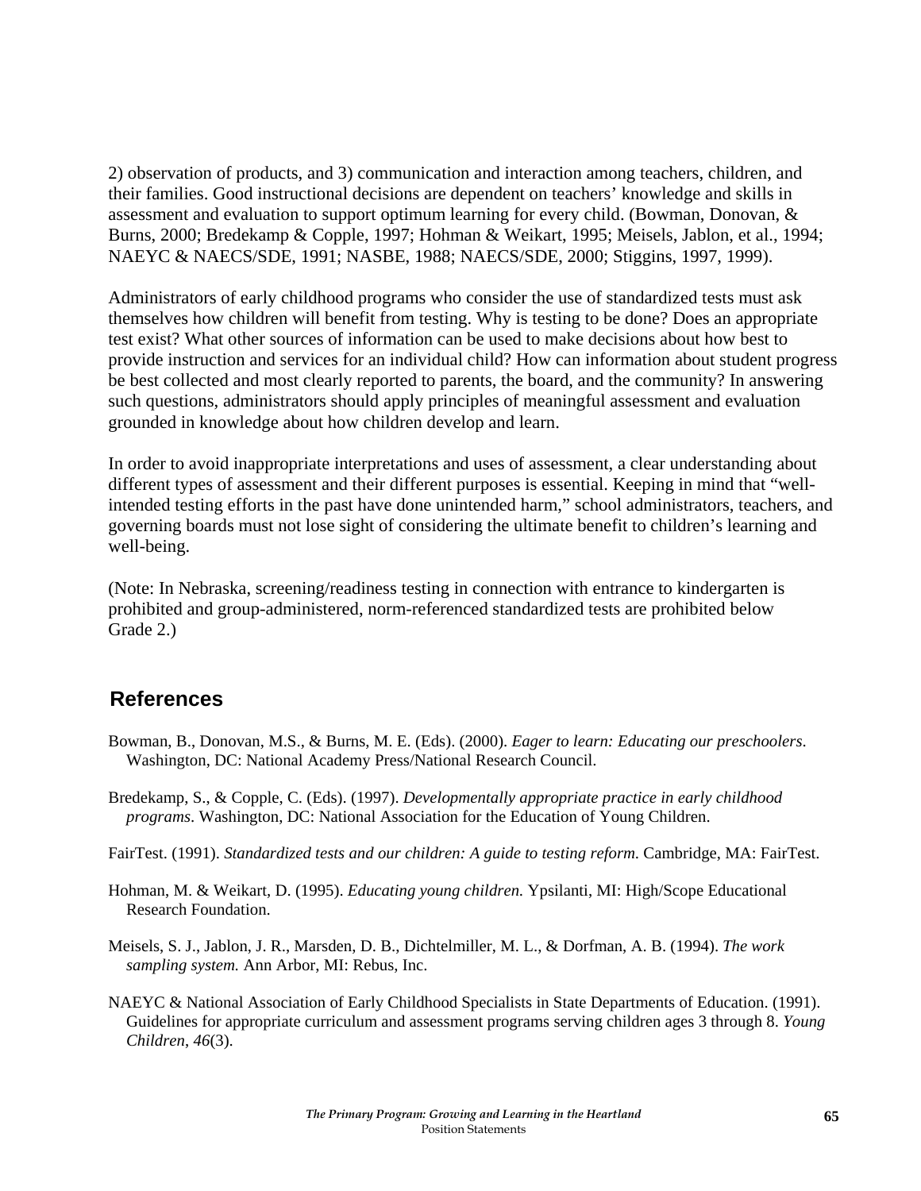2) observation of products, and 3) communication and interaction among teachers, children, and their families. Good instructional decisions are dependent on teachers' knowledge and skills in assessment and evaluation to support optimum learning for every child. (Bowman, Donovan, & Burns, 2000; Bredekamp & Copple, 1997; Hohman & Weikart, 1995; Meisels, Jablon, et al., 1994; NAEYC & NAECS/SDE, 1991; NASBE, 1988; NAECS/SDE, 2000; Stiggins, 1997, 1999).

Administrators of early childhood programs who consider the use of standardized tests must ask themselves how children will benefit from testing. Why is testing to be done? Does an appropriate test exist? What other sources of information can be used to make decisions about how best to provide instruction and services for an individual child? How can information about student progress be best collected and most clearly reported to parents, the board, and the community? In answering such questions, administrators should apply principles of meaningful assessment and evaluation grounded in knowledge about how children develop and learn.

In order to avoid inappropriate interpretations and uses of assessment, a clear understanding about different types of assessment and their different purposes is essential. Keeping in mind that "well-intended testing efforts in the past have done unintended harm," school administrators, teachers, and governing boards must not lose sight of considering the ultimate benefit to children's learning and well-being.

(Note: In Nebraska, screening/readiness testing in connection with entrance to kindergarten is prohibited and group-administered, norm-referenced standardized tests are prohibited below Grade 2.)

## References

Bowman, B., Donovan, M.S., & Burns, M. E. (Eds). (2000). *Eager to learn: Educating our preschoolers*. Washington, DC: National Academy Press/National Research Council.

Bredekamp, S., & Copple, C. (Eds). (1997). *Developmentally appropriate practice in early childhood programs*. Washington, DC: National Association for the Education of Young Children.

FairTest. (1991). *Standardized tests and our children: A guide to testing reform*. Cambridge, MA: FairTest.

Hohman, M. & Weikart, D. (1995). *Educating young children.* Ypsilanti, MI: High/Scope Educational Research Foundation.

Meisels, S. J., Jablon, J. R., Marsden, D. B., Dichtelmiller, M. L., & Dorfman, A. B. (1994). *The work sampling system.* Ann Arbor, MI: Rebus, Inc.

NAEYC & National Association of Early Childhood Specialists in State Departments of Education. (1991). Guidelines for appropriate curriculum and assessment programs serving children ages 3 through 8. *Young Children*, *46*(3).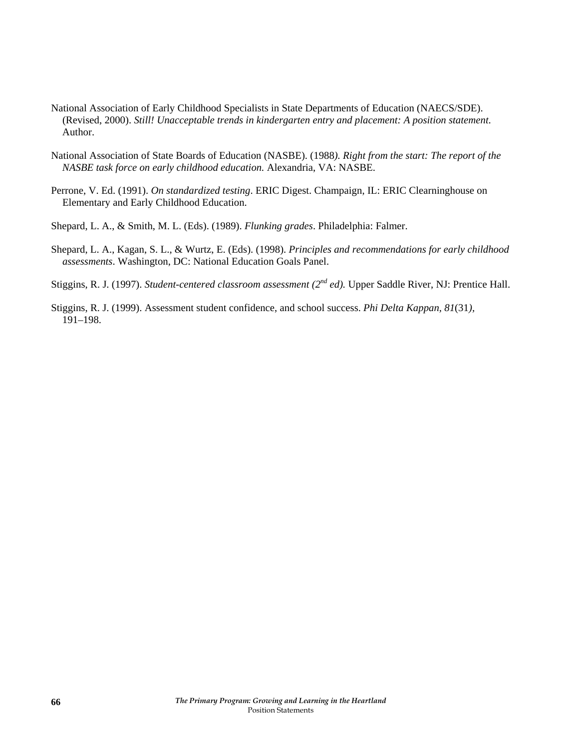National Association of Early Childhood Specialists in State Departments of Education (NAECS/SDE). (Revised, 2000). *Still! Unacceptable trends in kindergarten entry and placement: A position statement*. Author.

National Association of State Boards of Education (NASBE). (1988*). Right from the start: The report of the NASBE task force on early childhood education.* Alexandria, VA: NASBE.

Perrone, V. Ed. (1991). *On standardized testing*. ERIC Digest. Champaign, IL: ERIC Clearninghouse on Elementary and Early Childhood Education.

Shepard, L. A., & Smith, M. L. (Eds). (1989). *Flunking grades*. Philadelphia: Falmer.

Shepard, L. A., Kagan, S. L., & Wurtz, E. (Eds). (1998). *Principles and recommendations for early childhood assessments*. Washington, DC: National Education Goals Panel.

Stiggins, R. J. (1997). *Student-centered classroom assessment (2nd ed).* Upper Saddle River, NJ: Prentice Hall.

Stiggins, R. J. (1999). Assessment student confidence, and school success. *Phi Delta Kappan, 81*(31*),* 191–198.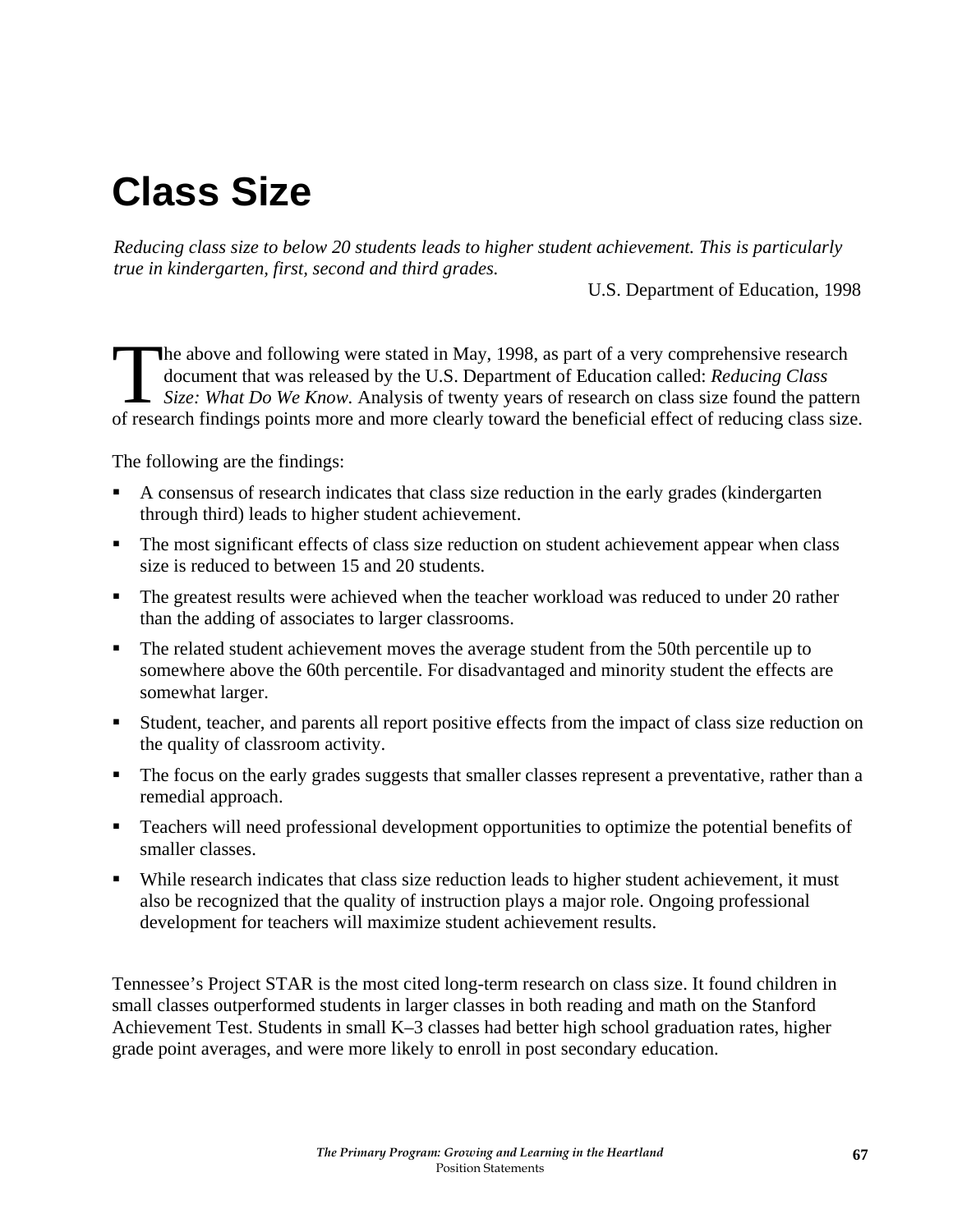# Class Size

*Reducing class size to below 20 students leads to higher student achievement. This is particularly true in kindergarten, first, second and third grades.*

U.S. Department of Education, 1998

The above and following were stated in May, 1998, as part of a very comprehensive research document that was released by the U.S. Department of Education called: *Reducing Class Size: What Do We Know.* Analysis of twenty years of research on class size found the pattern of research findings points more and more clearly toward the beneficial effect of reducing class size.

The following are the findings:

- A consensus of research indicates that class size reduction in the early grades (kindergarten through third) leads to higher student achievement.
- The most significant effects of class size reduction on student achievement appear when class size is reduced to between 15 and 20 students.
- The greatest results were achieved when the teacher workload was reduced to under 20 rather than the adding of associates to larger classrooms.
- The related student achievement moves the average student from the 50th percentile up to somewhere above the 60th percentile. For disadvantaged and minority student the effects are somewhat larger.
- Student, teacher, and parents all report positive effects from the impact of class size reduction on the quality of classroom activity.
- The focus on the early grades suggests that smaller classes represent a preventative, rather than a remedial approach.
- Teachers will need professional development opportunities to optimize the potential benefits of smaller classes.
- While research indicates that class size reduction leads to higher student achievement, it must also be recognized that the quality of instruction plays a major role. Ongoing professional development for teachers will maximize student achievement results.

Tennessee's Project STAR is the most cited long-term research on class size. It found children in small classes outperformed students in larger classes in both reading and math on the Stanford Achievement Test. Students in small K–3 classes had better high school graduation rates, higher grade point averages, and were more likely to enroll in post secondary education.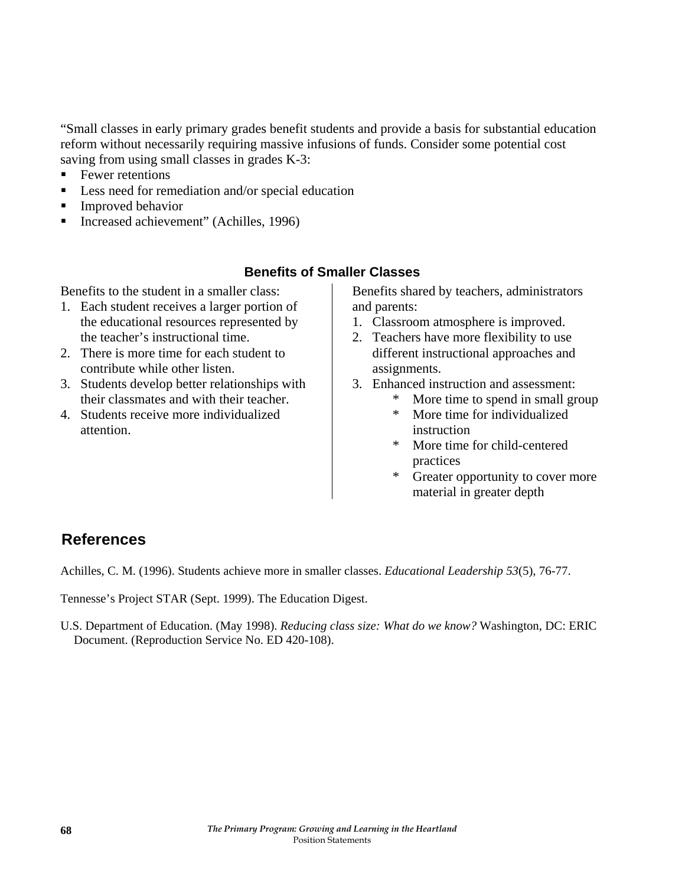"Small classes in early primary grades benefit students and provide a basis for substantial education reform without necessarily requiring massive infusions of funds. Consider some potential cost saving from using small classes in grades K-3:

- Fewer retentions
- Less need for remediation and/or special education
- Improved behavior
- Increased achievement" (Achilles, 1996)

### Benefits of Smaller Classes

Benefits to the student in a smaller class:

1. Each student receives a larger portion of the educational resources represented by the teacher's instructional time.
2. There is more time for each student to contribute while other listen.
3. Students develop better relationships with their classmates and with their teacher.
4. Students receive more individualized attention.

Benefits shared by teachers, administrators and parents:

1. Classroom atmosphere is improved.
2. Teachers have more flexibility to use different instructional approaches and assignments.
3. Enhanced instruction and assessment:
   - More time to spend in small group
   - More time for individualized instruction
   - More time for child-centered practices
   - Greater opportunity to cover more material in greater depth

## References

Achilles, C. M. (1996). Students achieve more in smaller classes. *Educational Leadership 53*(5), 76-77.

Tennesse's Project STAR (Sept. 1999). The Education Digest.

U.S. Department of Education. (May 1998). *Reducing class size: What do we know?* Washington, DC: ERIC Document. (Reproduction Service No. ED 420-108).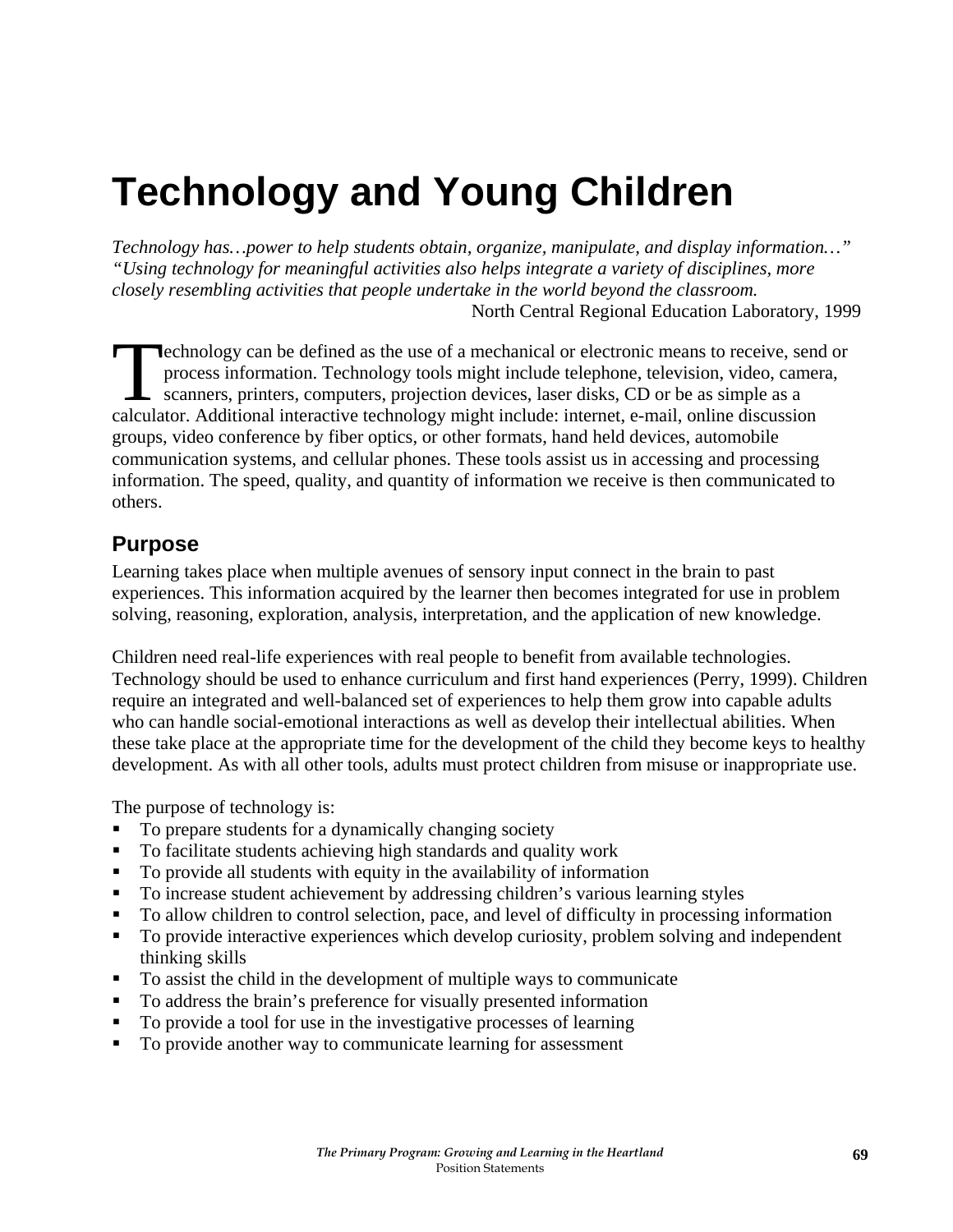# Technology and Young Children

*Technology has…power to help students obtain, organize, manipulate, and display information…" "Using technology for meaningful activities also helps integrate a variety of disciplines, more closely resembling activities that people undertake in the world beyond the classroom.*

North Central Regional Education Laboratory, 1999

Technology can be defined as the use of a mechanical or electronic means to receive, send or process information. Technology tools might include telephone, television, video, camera, scanners, printers, computers, projection devices, laser disks, CD or be as simple as a calculator. Additional interactive technology might include: internet, e-mail, online discussion groups, video conference by fiber optics, or other formats, hand held devices, automobile communication systems, and cellular phones. These tools assist us in accessing and processing information. The speed, quality, and quantity of information we receive is then communicated to others.

## Purpose

Learning takes place when multiple avenues of sensory input connect in the brain to past experiences. This information acquired by the learner then becomes integrated for use in problem solving, reasoning, exploration, analysis, interpretation, and the application of new knowledge.

Children need real-life experiences with real people to benefit from available technologies. Technology should be used to enhance curriculum and first hand experiences (Perry, 1999). Children require an integrated and well-balanced set of experiences to help them grow into capable adults who can handle social-emotional interactions as well as develop their intellectual abilities. When these take place at the appropriate time for the development of the child they become keys to healthy development. As with all other tools, adults must protect children from misuse or inappropriate use.

The purpose of technology is:

- To prepare students for a dynamically changing society
- To facilitate students achieving high standards and quality work
- To provide all students with equity in the availability of information
- To increase student achievement by addressing children's various learning styles
- To allow children to control selection, pace, and level of difficulty in processing information
- To provide interactive experiences which develop curiosity, problem solving and independent thinking skills
- To assist the child in the development of multiple ways to communicate
- To address the brain's preference for visually presented information
- To provide a tool for use in the investigative processes of learning
- To provide another way to communicate learning for assessment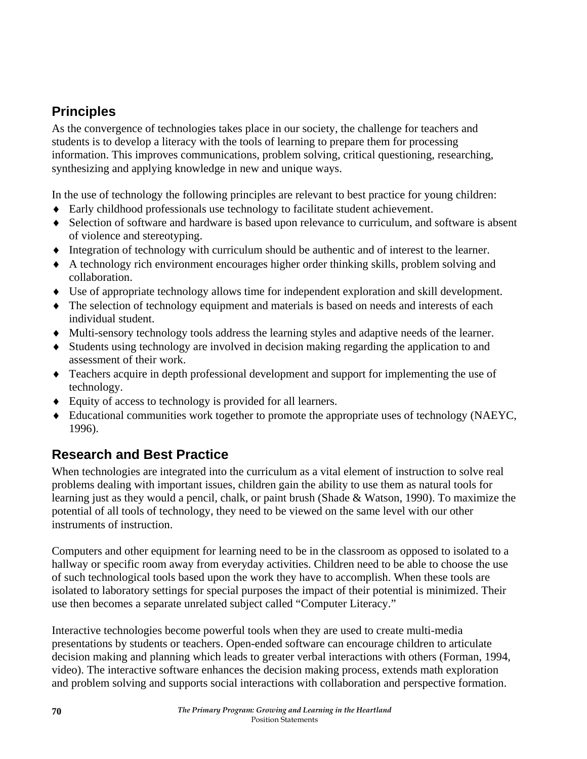## Principles

As the convergence of technologies takes place in our society, the challenge for teachers and students is to develop a literacy with the tools of learning to prepare them for processing information. This improves communications, problem solving, critical questioning, researching, synthesizing and applying knowledge in new and unique ways.

In the use of technology the following principles are relevant to best practice for young children:

- Early childhood professionals use technology to facilitate student achievement.
- Selection of software and hardware is based upon relevance to curriculum, and software is absent of violence and stereotyping.
- Integration of technology with curriculum should be authentic and of interest to the learner.
- A technology rich environment encourages higher order thinking skills, problem solving and collaboration.
- Use of appropriate technology allows time for independent exploration and skill development.
- The selection of technology equipment and materials is based on needs and interests of each individual student.
- Multi-sensory technology tools address the learning styles and adaptive needs of the learner.
- Students using technology are involved in decision making regarding the application to and assessment of their work.
- Teachers acquire in depth professional development and support for implementing the use of technology.
- Equity of access to technology is provided for all learners.
- Educational communities work together to promote the appropriate uses of technology (NAEYC, 1996).

## Research and Best Practice

When technologies are integrated into the curriculum as a vital element of instruction to solve real problems dealing with important issues, children gain the ability to use them as natural tools for learning just as they would a pencil, chalk, or paint brush (Shade & Watson, 1990). To maximize the potential of all tools of technology, they need to be viewed on the same level with our other instruments of instruction.

Computers and other equipment for learning need to be in the classroom as opposed to isolated to a hallway or specific room away from everyday activities. Children need to be able to choose the use of such technological tools based upon the work they have to accomplish. When these tools are isolated to laboratory settings for special purposes the impact of their potential is minimized. Their use then becomes a separate unrelated subject called "Computer Literacy."

Interactive technologies become powerful tools when they are used to create multi-media presentations by students or teachers. Open-ended software can encourage children to articulate decision making and planning which leads to greater verbal interactions with others (Forman, 1994, video). The interactive software enhances the decision making process, extends math exploration and problem solving and supports social interactions with collaboration and perspective formation.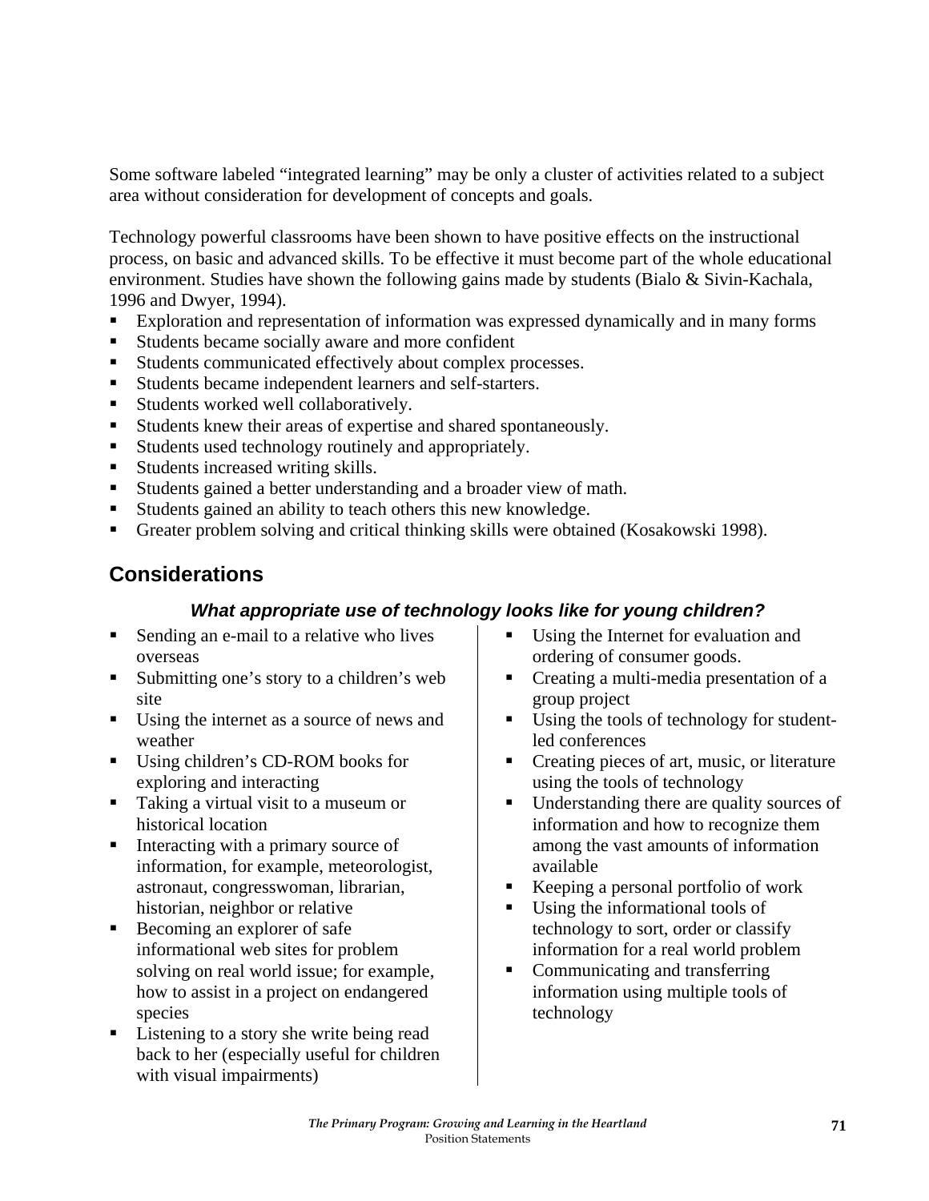Some software labeled "integrated learning" may be only a cluster of activities related to a subject area without consideration for development of concepts and goals.

Technology powerful classrooms have been shown to have positive effects on the instructional process, on basic and advanced skills. To be effective it must become part of the whole educational environment. Studies have shown the following gains made by students (Bialo & Sivin-Kachala, 1996 and Dwyer, 1994).

- Exploration and representation of information was expressed dynamically and in many forms
- Students became socially aware and more confident
- Students communicated effectively about complex processes.
- Students became independent learners and self-starters.
- Students worked well collaboratively.
- Students knew their areas of expertise and shared spontaneously.
- Students used technology routinely and appropriately.
- Students increased writing skills.
- Students gained a better understanding and a broader view of math.
- Students gained an ability to teach others this new knowledge.
- Greater problem solving and critical thinking skills were obtained (Kosakowski 1998).

## Considerations

### *What appropriate use of technology looks like for young children?*

- Sending an e-mail to a relative who lives overseas
- Submitting one's story to a children's web site
- Using the internet as a source of news and weather
- Using children's CD-ROM books for exploring and interacting
- Taking a virtual visit to a museum or historical location
- Interacting with a primary source of information, for example, meteorologist, astronaut, congresswoman, librarian, historian, neighbor or relative
- Becoming an explorer of safe informational web sites for problem solving on real world issue; for example, how to assist in a project on endangered species
- Listening to a story she write being read back to her (especially useful for children with visual impairments)
- Using the Internet for evaluation and ordering of consumer goods.
- Creating a multi-media presentation of a group project
- Using the tools of technology for student-led conferences
- Creating pieces of art, music, or literature using the tools of technology
- Understanding there are quality sources of information and how to recognize them among the vast amounts of information available
- Keeping a personal portfolio of work
- Using the informational tools of technology to sort, order or classify information for a real world problem
- Communicating and transferring information using multiple tools of technology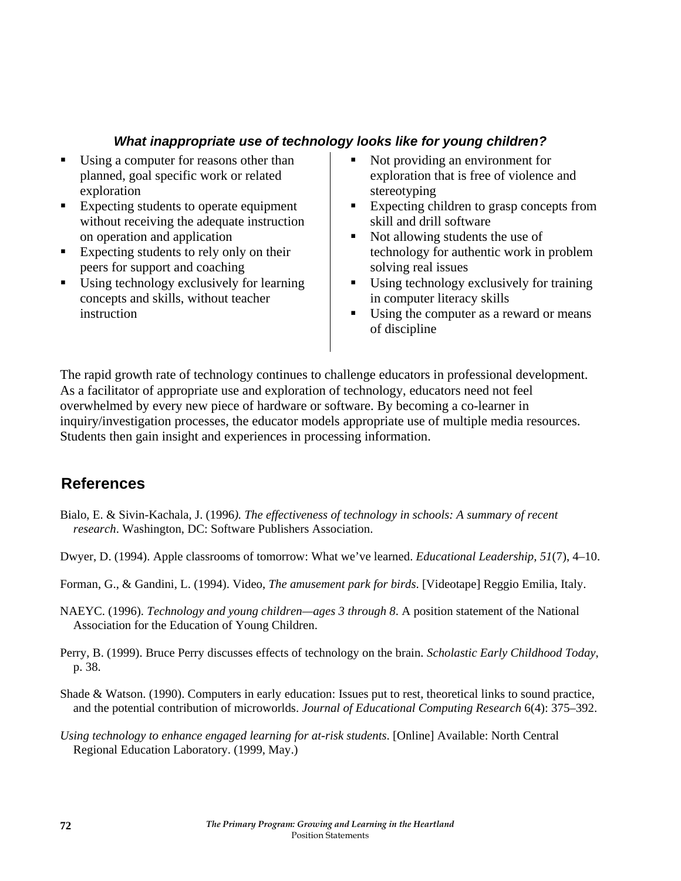### *What inappropriate use of technology looks like for young children?*

- Using a computer for reasons other than planned, goal specific work or related exploration
- Expecting students to operate equipment without receiving the adequate instruction on operation and application
- Expecting students to rely only on their peers for support and coaching
- Using technology exclusively for learning concepts and skills, without teacher instruction
- Not providing an environment for exploration that is free of violence and stereotyping
- Expecting children to grasp concepts from skill and drill software
- Not allowing students the use of technology for authentic work in problem solving real issues
- Using technology exclusively for training in computer literacy skills
- Using the computer as a reward or means of discipline

The rapid growth rate of technology continues to challenge educators in professional development. As a facilitator of appropriate use and exploration of technology, educators need not feel overwhelmed by every new piece of hardware or software. By becoming a co-learner in inquiry/investigation processes, the educator models appropriate use of multiple media resources. Students then gain insight and experiences in processing information.

## References

Bialo, E. & Sivin-Kachala, J. (1996*). The effectiveness of technology in schools: A summary of recent research*. Washington, DC: Software Publishers Association.

Dwyer, D. (1994). Apple classrooms of tomorrow: What we've learned. *Educational Leadership, 51*(7), 4–10.

Forman, G., & Gandini, L. (1994). Video, *The amusement park for birds*. [Videotape] Reggio Emilia, Italy.

NAEYC. (1996). *Technology and young children—ages 3 through 8*. A position statement of the National Association for the Education of Young Children.

Perry, B. (1999). Bruce Perry discusses effects of technology on the brain. *Scholastic Early Childhood Today*, p. 38.

Shade & Watson. (1990). Computers in early education: Issues put to rest, theoretical links to sound practice, and the potential contribution of microworlds. *Journal of Educational Computing Research* 6(4): 375–392.

*Using technology to enhance engaged learning for at-risk students*. [Online] Available: North Central Regional Education Laboratory. (1999, May.)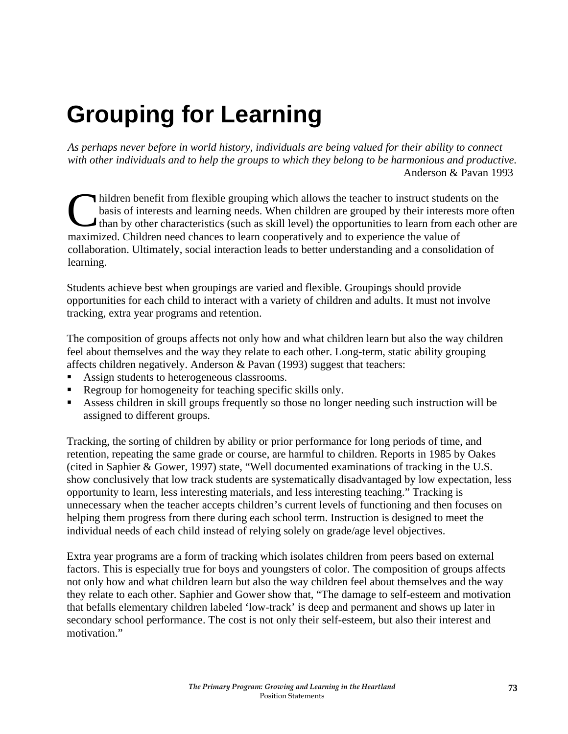# Grouping for Learning

*As perhaps never before in world history, individuals are being valued for their ability to connect with other individuals and to help the groups to which they belong to be harmonious and productive.*
Anderson & Pavan 1993

Children benefit from flexible grouping which allows the teacher to instruct students on the basis of interests and learning needs. When children are grouped by their interests more often than by other characteristics (such as skill level) the opportunities to learn from each other are maximized. Children need chances to learn cooperatively and to experience the value of collaboration. Ultimately, social interaction leads to better understanding and a consolidation of learning.

Students achieve best when groupings are varied and flexible. Groupings should provide opportunities for each child to interact with a variety of children and adults. It must not involve tracking, extra year programs and retention.

The composition of groups affects not only how and what children learn but also the way children feel about themselves and the way they relate to each other. Long-term, static ability grouping affects children negatively. Anderson & Pavan (1993) suggest that teachers:

- Assign students to heterogeneous classrooms.
- Regroup for homogeneity for teaching specific skills only.
- Assess children in skill groups frequently so those no longer needing such instruction will be assigned to different groups.

Tracking, the sorting of children by ability or prior performance for long periods of time, and retention, repeating the same grade or course, are harmful to children. Reports in 1985 by Oakes (cited in Saphier & Gower, 1997) state, "Well documented examinations of tracking in the U.S. show conclusively that low track students are systematically disadvantaged by low expectation, less opportunity to learn, less interesting materials, and less interesting teaching." Tracking is unnecessary when the teacher accepts children's current levels of functioning and then focuses on helping them progress from there during each school term. Instruction is designed to meet the individual needs of each child instead of relying solely on grade/age level objectives.

Extra year programs are a form of tracking which isolates children from peers based on external factors. This is especially true for boys and youngsters of color. The composition of groups affects not only how and what children learn but also the way children feel about themselves and the way they relate to each other. Saphier and Gower show that, "The damage to self-esteem and motivation that befalls elementary children labeled 'low-track' is deep and permanent and shows up later in secondary school performance. The cost is not only their self-esteem, but also their interest and motivation."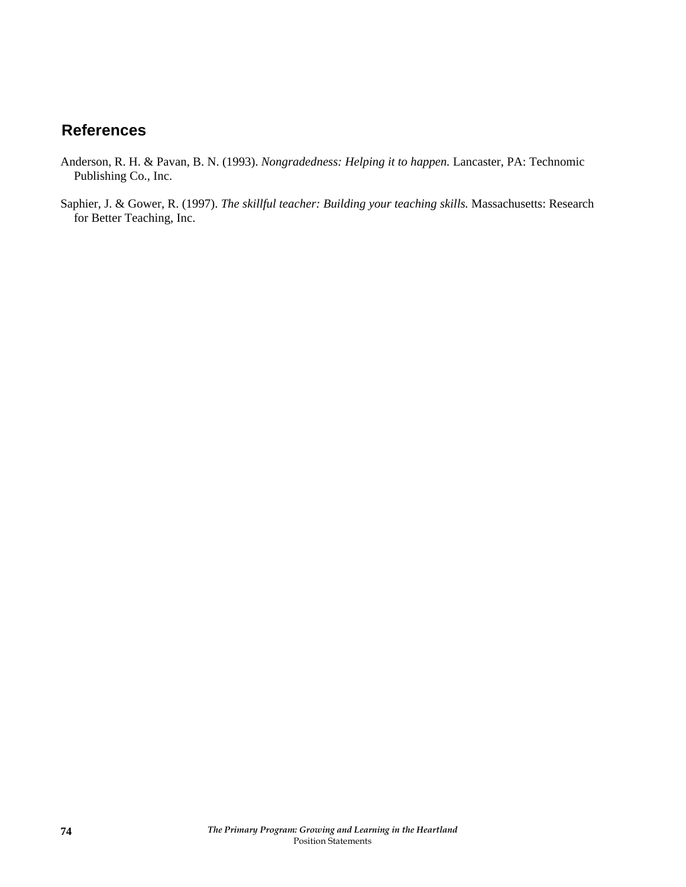## References

Anderson, R. H. & Pavan, B. N. (1993). *Nongradedness: Helping it to happen.* Lancaster, PA: Technomic Publishing Co., Inc.

Saphier, J. & Gower, R. (1997). *The skillful teacher: Building your teaching skills.* Massachusetts: Research for Better Teaching, Inc.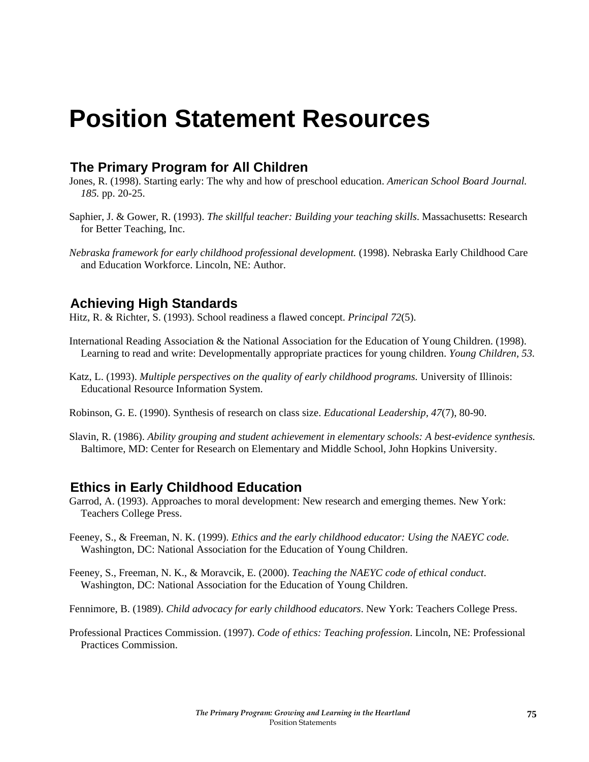# Position Statement Resources

## The Primary Program for All Children

Jones, R. (1998). Starting early: The why and how of preschool education. *American School Board Journal. 185.* pp. 20-25.

Saphier, J. & Gower, R. (1993). *The skillful teacher: Building your teaching skills*. Massachusetts: Research for Better Teaching, Inc.

*Nebraska framework for early childhood professional development.* (1998). Nebraska Early Childhood Care and Education Workforce. Lincoln, NE: Author.

## Achieving High Standards

Hitz, R. & Richter, S. (1993). School readiness a flawed concept. *Principal 72*(5).

International Reading Association & the National Association for the Education of Young Children. (1998). Learning to read and write: Developmentally appropriate practices for young children. *Young Children, 53*.

Katz, L. (1993). *Multiple perspectives on the quality of early childhood programs.* University of Illinois: Educational Resource Information System.

Robinson, G. E. (1990). Synthesis of research on class size. *Educational Leadership, 47*(7), 80-90.

Slavin, R. (1986). *Ability grouping and student achievement in elementary schools: A best-evidence synthesis.* Baltimore, MD: Center for Research on Elementary and Middle School, John Hopkins University.

## Ethics in Early Childhood Education

Garrod, A. (1993). Approaches to moral development: New research and emerging themes. New York: Teachers College Press.

Feeney, S., & Freeman, N. K. (1999). *Ethics and the early childhood educator: Using the NAEYC code.* Washington, DC: National Association for the Education of Young Children.

Feeney, S., Freeman, N. K., & Moravcik, E. (2000). *Teaching the NAEYC code of ethical conduct*. Washington, DC: National Association for the Education of Young Children.

Fennimore, B. (1989). *Child advocacy for early childhood educators*. New York: Teachers College Press.

Professional Practices Commission. (1997). *Code of ethics: Teaching profession*. Lincoln, NE: Professional Practices Commission.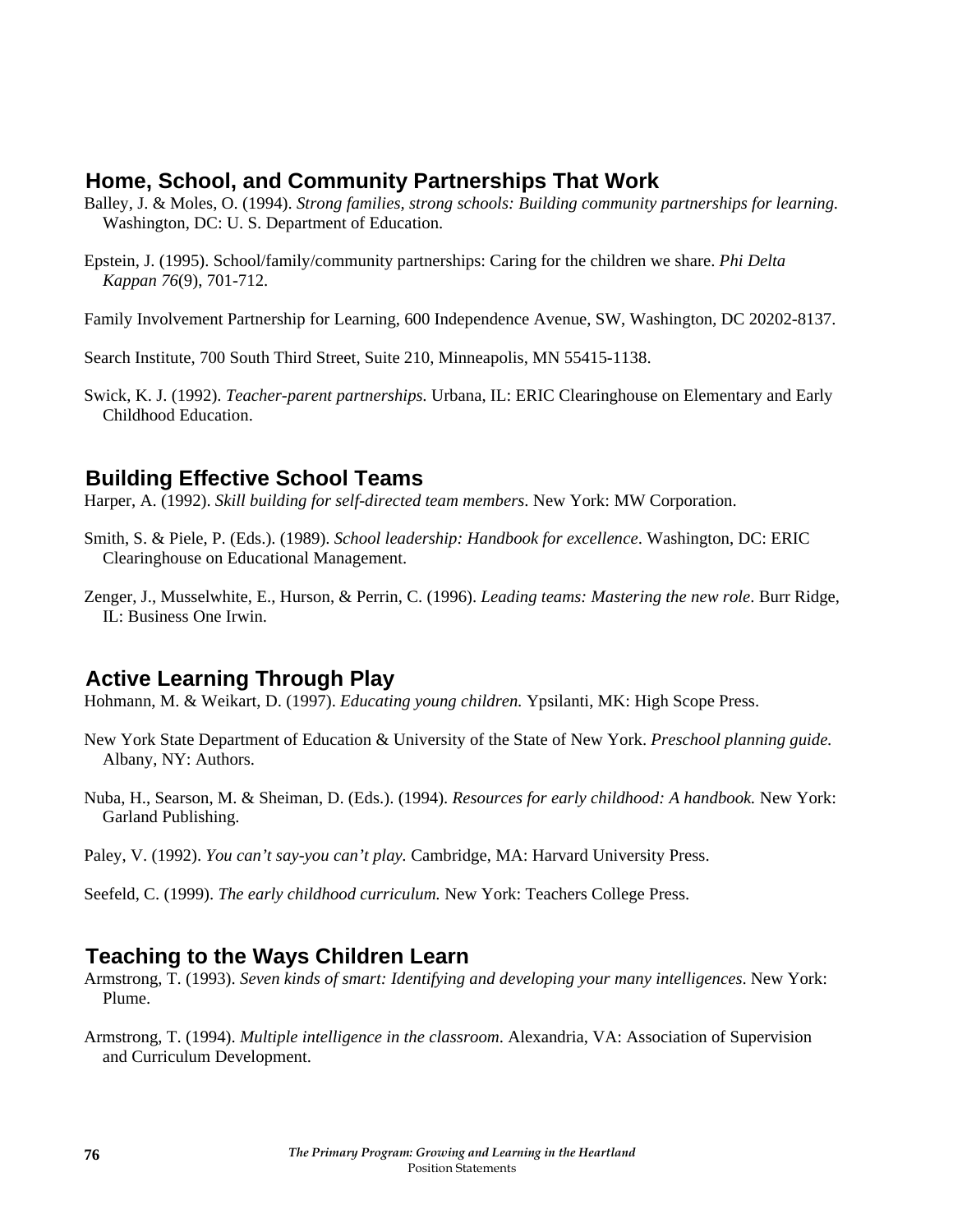## Home, School, and Community Partnerships That Work

Balley, J. & Moles, O. (1994). *Strong families, strong schools: Building community partnerships for learning*. Washington, DC: U. S. Department of Education.

Epstein, J. (1995). School/family/community partnerships: Caring for the children we share. *Phi Delta Kappan 76*(9), 701-712.

Family Involvement Partnership for Learning, 600 Independence Avenue, SW, Washington, DC 20202-8137.

Search Institute, 700 South Third Street, Suite 210, Minneapolis, MN 55415-1138.

Swick, K. J. (1992). *Teacher-parent partnerships.* Urbana, IL: ERIC Clearinghouse on Elementary and Early Childhood Education.

## Building Effective School Teams

Harper, A. (1992). *Skill building for self-directed team members*. New York: MW Corporation.

Smith, S. & Piele, P. (Eds.). (1989). *School leadership: Handbook for excellence*. Washington, DC: ERIC Clearinghouse on Educational Management.

Zenger, J., Musselwhite, E., Hurson, & Perrin, C. (1996). *Leading teams: Mastering the new role*. Burr Ridge, IL: Business One Irwin.

## Active Learning Through Play

Hohmann, M. & Weikart, D. (1997). *Educating young children.* Ypsilanti, MK: High Scope Press.

New York State Department of Education & University of the State of New York. *Preschool planning guide.* Albany, NY: Authors.

Nuba, H., Searson, M. & Sheiman, D. (Eds.). (1994). *Resources for early childhood: A handbook.* New York: Garland Publishing.

Paley, V. (1992). *You can't say-you can't play.* Cambridge, MA: Harvard University Press.

Seefeld, C. (1999). *The early childhood curriculum.* New York: Teachers College Press.

## Teaching to the Ways Children Learn

Armstrong, T. (1993). *Seven kinds of smart: Identifying and developing your many intelligences*. New York: Plume.

Armstrong, T. (1994). *Multiple intelligence in the classroom*. Alexandria, VA: Association of Supervision and Curriculum Development.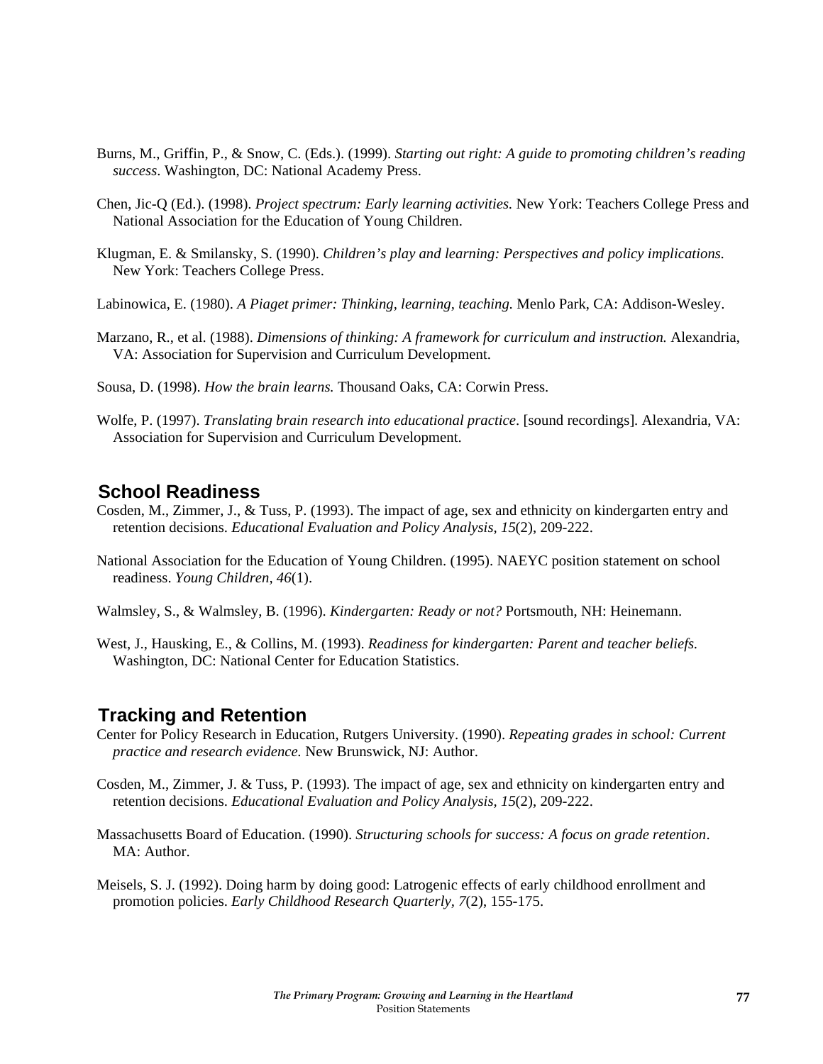Burns, M., Griffin, P., & Snow, C. (Eds.). (1999). *Starting out right: A guide to promoting children's reading success*. Washington, DC: National Academy Press.

Chen, Jic-Q (Ed.). (1998). *Project spectrum: Early learning activities.* New York: Teachers College Press and National Association for the Education of Young Children.

Klugman, E. & Smilansky, S. (1990). *Children's play and learning: Perspectives and policy implications.* New York: Teachers College Press.

Labinowica, E. (1980). *A Piaget primer: Thinking, learning, teaching.* Menlo Park, CA: Addison-Wesley.

Marzano, R., et al. (1988). *Dimensions of thinking: A framework for curriculum and instruction.* Alexandria, VA: Association for Supervision and Curriculum Development.

Sousa, D. (1998). *How the brain learns.* Thousand Oaks, CA: Corwin Press.

Wolfe, P. (1997). *Translating brain research into educational practice*. [sound recordings]. Alexandria, VA: Association for Supervision and Curriculum Development.

## School Readiness

Cosden, M., Zimmer, J., & Tuss, P. (1993). The impact of age, sex and ethnicity on kindergarten entry and retention decisions. *Educational Evaluation and Policy Analysis, 15*(2), 209-222.

National Association for the Education of Young Children. (1995). NAEYC position statement on school readiness. *Young Children, 46*(1).

Walmsley, S., & Walmsley, B. (1996). *Kindergarten: Ready or not?* Portsmouth, NH: Heinemann.

West, J., Hausking, E., & Collins, M. (1993). *Readiness for kindergarten: Parent and teacher beliefs.* Washington, DC: National Center for Education Statistics.

## Tracking and Retention

Center for Policy Research in Education, Rutgers University. (1990). *Repeating grades in school: Current practice and research evidence.* New Brunswick, NJ: Author.

Cosden, M., Zimmer, J. & Tuss, P. (1993). The impact of age, sex and ethnicity on kindergarten entry and retention decisions. *Educational Evaluation and Policy Analysis, 15*(2), 209-222.

Massachusetts Board of Education. (1990). *Structuring schools for success: A focus on grade retention*. MA: Author.

Meisels, S. J. (1992). Doing harm by doing good: Latrogenic effects of early childhood enrollment and promotion policies. *Early Childhood Research Quarterly, 7*(2), 155-175.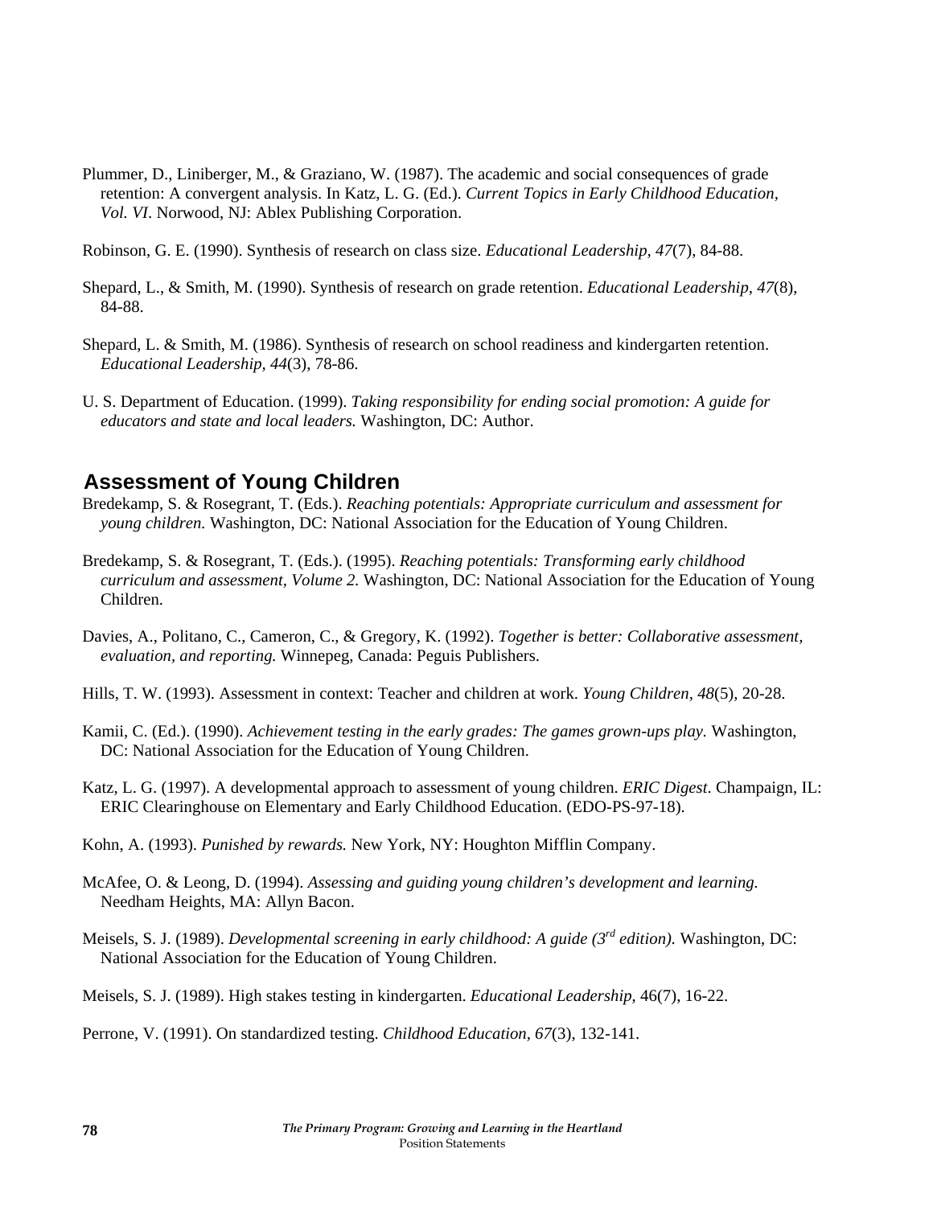Plummer, D., Liniberger, M., & Graziano, W. (1987). The academic and social consequences of grade retention: A convergent analysis. In Katz, L. G. (Ed.). *Current Topics in Early Childhood Education, Vol. VI*. Norwood, NJ: Ablex Publishing Corporation.

Robinson, G. E. (1990). Synthesis of research on class size. *Educational Leadership, 47*(7), 84-88.

Shepard, L., & Smith, M. (1990). Synthesis of research on grade retention. *Educational Leadership, 47*(8), 84-88.

Shepard, L. & Smith, M. (1986). Synthesis of research on school readiness and kindergarten retention. *Educational Leadership, 44*(3), 78-86.

U. S. Department of Education. (1999). *Taking responsibility for ending social promotion: A guide for educators and state and local leaders.* Washington, DC: Author.

## Assessment of Young Children

Bredekamp, S. & Rosegrant, T. (Eds.). *Reaching potentials: Appropriate curriculum and assessment for young children.* Washington, DC: National Association for the Education of Young Children.

Bredekamp, S. & Rosegrant, T. (Eds.). (1995). *Reaching potentials: Transforming early childhood curriculum and assessment, Volume 2.* Washington, DC: National Association for the Education of Young Children.

Davies, A., Politano, C., Cameron, C., & Gregory, K. (1992). *Together is better: Collaborative assessment, evaluation, and reporting.* Winnepeg, Canada: Peguis Publishers.

Hills, T. W. (1993). Assessment in context: Teacher and children at work. *Young Children, 48*(5), 20-28.

Kamii, C. (Ed.). (1990). *Achievement testing in the early grades: The games grown-ups play.* Washington, DC: National Association for the Education of Young Children.

Katz, L. G. (1997). A developmental approach to assessment of young children. *ERIC Digest*. Champaign, IL: ERIC Clearinghouse on Elementary and Early Childhood Education. (EDO-PS-97-18).

Kohn, A. (1993). *Punished by rewards.* New York, NY: Houghton Mifflin Company.

McAfee, O. & Leong, D. (1994). *Assessing and guiding young children's development and learning.* Needham Heights, MA: Allyn Bacon.

Meisels, S. J. (1989). *Developmental screening in early childhood: A guide (3rd edition).* Washington, DC: National Association for the Education of Young Children.

Meisels, S. J. (1989). High stakes testing in kindergarten. *Educational Leadership*, 46(7), 16-22.

Perrone, V. (1991). On standardized testing. *Childhood Education, 67*(3), 132-141.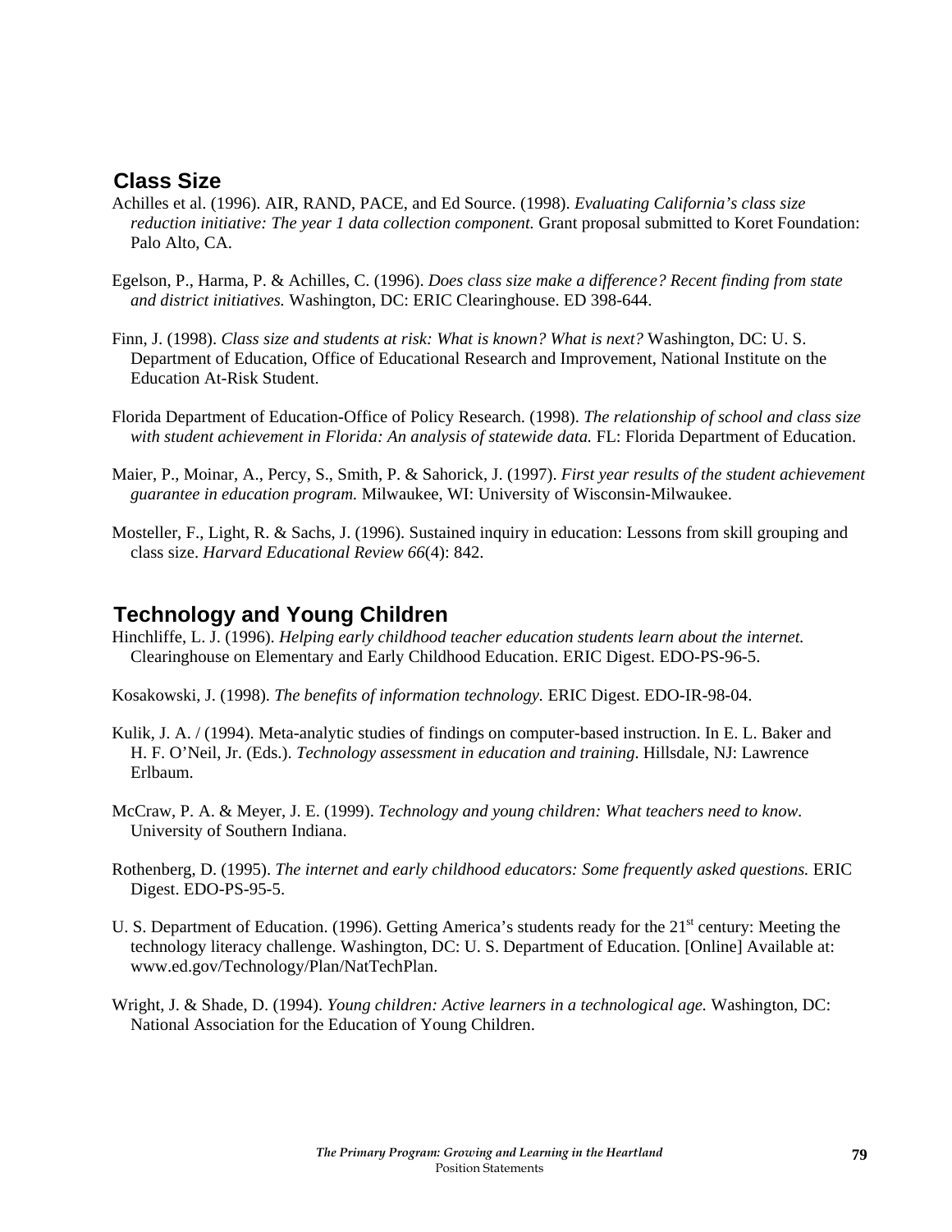## Class Size

Achilles et al. (1996). AIR, RAND, PACE, and Ed Source. (1998). *Evaluating California's class size reduction initiative: The year 1 data collection component.* Grant proposal submitted to Koret Foundation: Palo Alto, CA.

Egelson, P., Harma, P. & Achilles, C. (1996). *Does class size make a difference? Recent finding from state and district initiatives.* Washington, DC: ERIC Clearinghouse. ED 398-644.

Finn, J. (1998). *Class size and students at risk: What is known? What is next?* Washington, DC: U. S. Department of Education, Office of Educational Research and Improvement, National Institute on the Education At-Risk Student.

Florida Department of Education-Office of Policy Research. (1998). *The relationship of school and class size with student achievement in Florida: An analysis of statewide data.* FL: Florida Department of Education.

Maier, P., Moinar, A., Percy, S., Smith, P. & Sahorick, J. (1997). *First year results of the student achievement guarantee in education program.* Milwaukee, WI: University of Wisconsin-Milwaukee.

Mosteller, F., Light, R. & Sachs, J. (1996). Sustained inquiry in education: Lessons from skill grouping and class size. *Harvard Educational Review 66*(4): 842.

## Technology and Young Children

Hinchliffe, L. J. (1996). *Helping early childhood teacher education students learn about the internet.* Clearinghouse on Elementary and Early Childhood Education. ERIC Digest. EDO-PS-96-5.

Kosakowski, J. (1998). *The benefits of information technology.* ERIC Digest. EDO-IR-98-04.

Kulik, J. A. / (1994). Meta-analytic studies of findings on computer-based instruction. In E. L. Baker and H. F. O'Neil, Jr. (Eds.). *Technology assessment in education and training*. Hillsdale, NJ: Lawrence Erlbaum.

McCraw, P. A. & Meyer, J. E. (1999). *Technology and young children: What teachers need to know.* University of Southern Indiana.

Rothenberg, D. (1995). *The internet and early childhood educators: Some frequently asked questions.* ERIC Digest. EDO-PS-95-5.

U. S. Department of Education. (1996). Getting America's students ready for the 21st century: Meeting the technology literacy challenge. Washington, DC: U. S. Department of Education. [Online] Available at: www.ed.gov/Technology/Plan/NatTechPlan.

Wright, J. & Shade, D. (1994). *Young children: Active learners in a technological age.* Washington, DC: National Association for the Education of Young Children.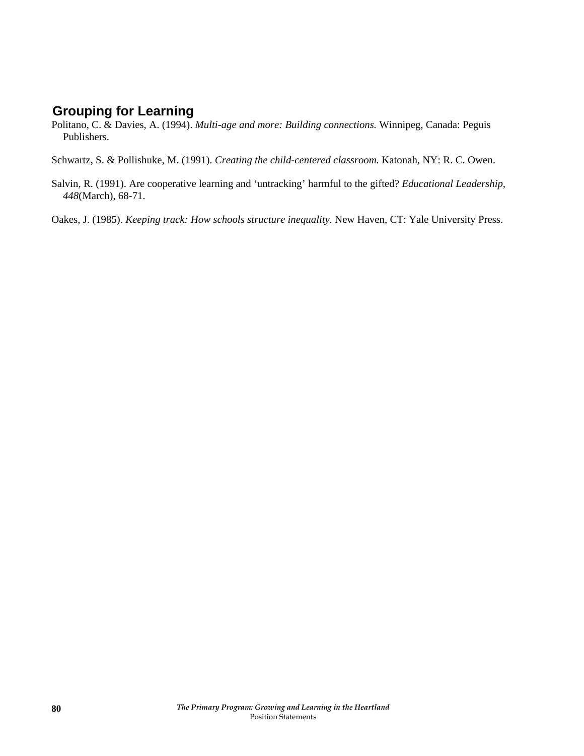## Grouping for Learning

Politano, C. & Davies, A. (1994). *Multi-age and more: Building connections.* Winnipeg, Canada: Peguis Publishers.

Schwartz, S. & Pollishuke, M. (1991). *Creating the child-centered classroom.* Katonah, NY: R. C. Owen.

Salvin, R. (1991). Are cooperative learning and 'untracking' harmful to the gifted? *Educational Leadership, 448*(March), 68-71.

Oakes, J. (1985). *Keeping track: How schools structure inequality.* New Haven, CT: Yale University Press.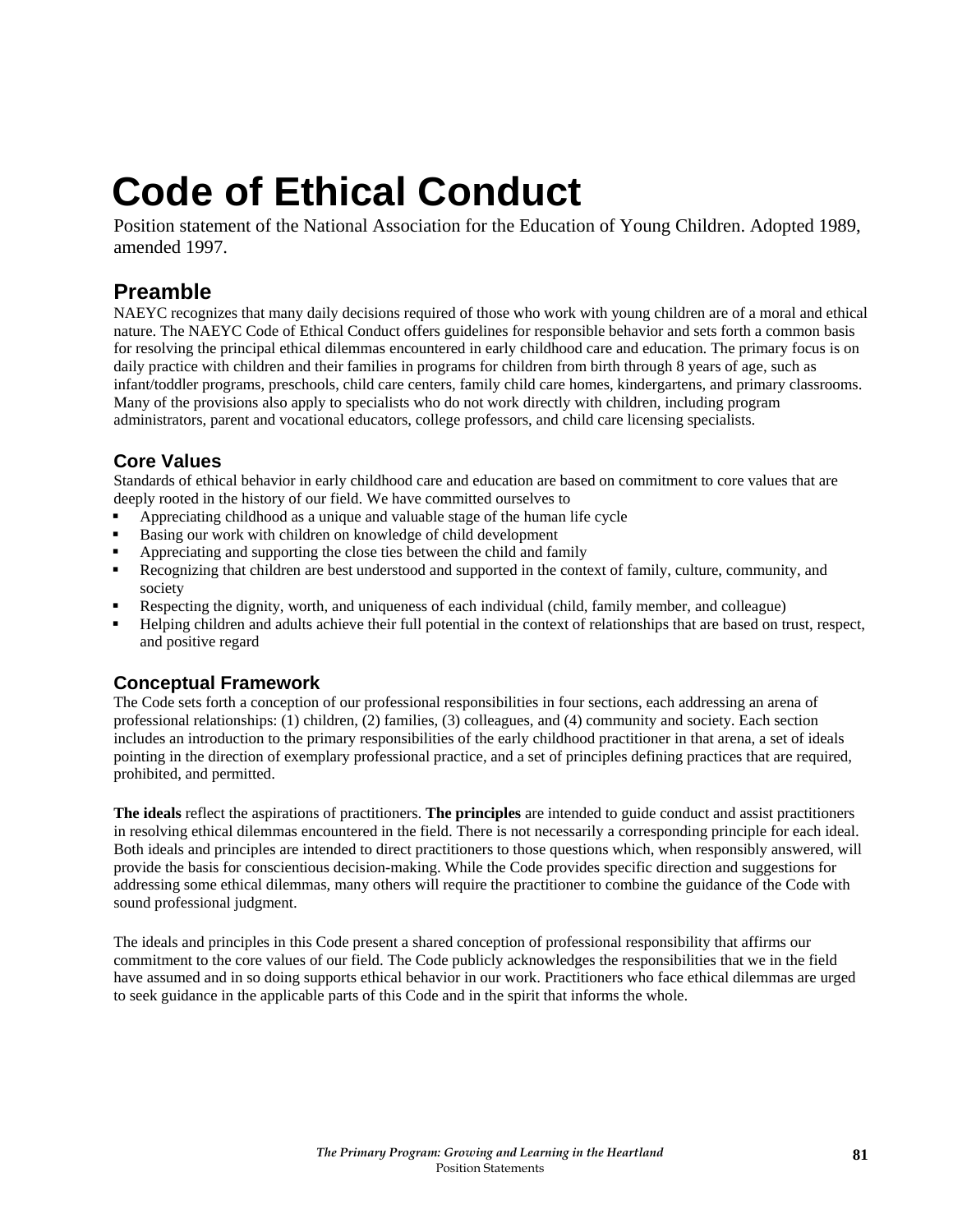# Code of Ethical Conduct

Position statement of the National Association for the Education of Young Children. Adopted 1989, amended 1997.

## Preamble

NAEYC recognizes that many daily decisions required of those who work with young children are of a moral and ethical nature. The NAEYC Code of Ethical Conduct offers guidelines for responsible behavior and sets forth a common basis for resolving the principal ethical dilemmas encountered in early childhood care and education. The primary focus is on daily practice with children and their families in programs for children from birth through 8 years of age, such as infant/toddler programs, preschools, child care centers, family child care homes, kindergartens, and primary classrooms. Many of the provisions also apply to specialists who do not work directly with children, including program administrators, parent and vocational educators, college professors, and child care licensing specialists.

### Core Values

Standards of ethical behavior in early childhood care and education are based on commitment to core values that are deeply rooted in the history of our field. We have committed ourselves to

- Appreciating childhood as a unique and valuable stage of the human life cycle
- Basing our work with children on knowledge of child development
- Appreciating and supporting the close ties between the child and family
- Recognizing that children are best understood and supported in the context of family, culture, community, and society
- Respecting the dignity, worth, and uniqueness of each individual (child, family member, and colleague)
- Helping children and adults achieve their full potential in the context of relationships that are based on trust, respect, and positive regard

### Conceptual Framework

The Code sets forth a conception of our professional responsibilities in four sections, each addressing an arena of professional relationships: (1) children, (2) families, (3) colleagues, and (4) community and society. Each section includes an introduction to the primary responsibilities of the early childhood practitioner in that arena, a set of ideals pointing in the direction of exemplary professional practice, and a set of principles defining practices that are required, prohibited, and permitted.

**The ideals** reflect the aspirations of practitioners. **The principles** are intended to guide conduct and assist practitioners in resolving ethical dilemmas encountered in the field. There is not necessarily a corresponding principle for each ideal. Both ideals and principles are intended to direct practitioners to those questions which, when responsibly answered, will provide the basis for conscientious decision-making. While the Code provides specific direction and suggestions for addressing some ethical dilemmas, many others will require the practitioner to combine the guidance of the Code with sound professional judgment.

The ideals and principles in this Code present a shared conception of professional responsibility that affirms our commitment to the core values of our field. The Code publicly acknowledges the responsibilities that we in the field have assumed and in so doing supports ethical behavior in our work. Practitioners who face ethical dilemmas are urged to seek guidance in the applicable parts of this Code and in the spirit that informs the whole.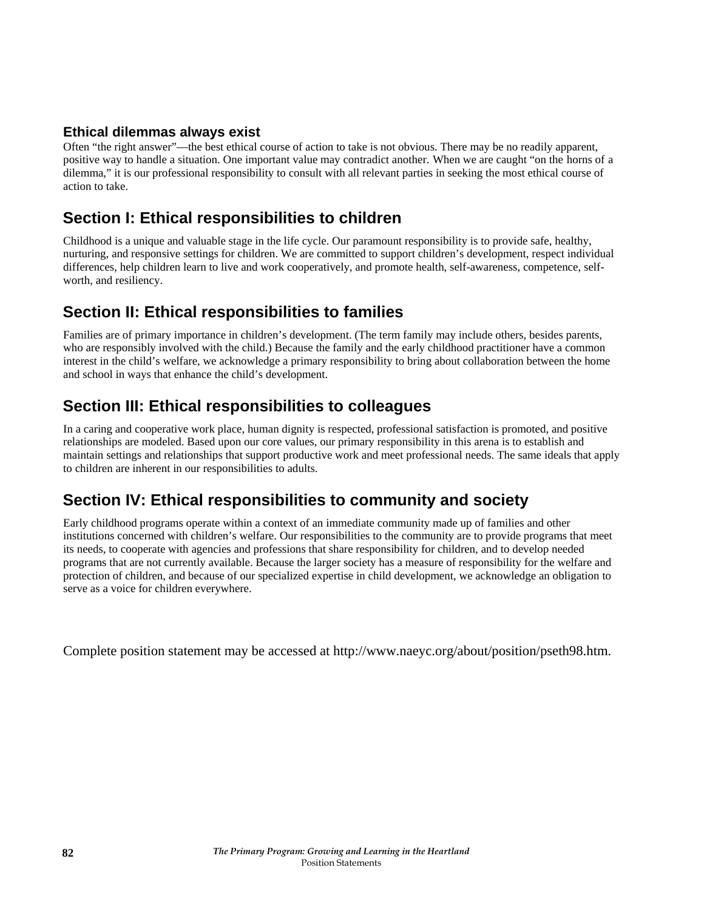### Ethical dilemmas always exist

Often "the right answer"—the best ethical course of action to take is not obvious. There may be no readily apparent, positive way to handle a situation. One important value may contradict another. When we are caught "on the horns of a dilemma," it is our professional responsibility to consult with all relevant parties in seeking the most ethical course of action to take.

## Section I: Ethical responsibilities to children

Childhood is a unique and valuable stage in the life cycle. Our paramount responsibility is to provide safe, healthy, nurturing, and responsive settings for children. We are committed to support children's development, respect individual differences, help children learn to live and work cooperatively, and promote health, self-awareness, competence, self-worth, and resiliency.

## Section II: Ethical responsibilities to families

Families are of primary importance in children's development. (The term family may include others, besides parents, who are responsibly involved with the child.) Because the family and the early childhood practitioner have a common interest in the child's welfare, we acknowledge a primary responsibility to bring about collaboration between the home and school in ways that enhance the child's development.

## Section III: Ethical responsibilities to colleagues

In a caring and cooperative work place, human dignity is respected, professional satisfaction is promoted, and positive relationships are modeled. Based upon our core values, our primary responsibility in this arena is to establish and maintain settings and relationships that support productive work and meet professional needs. The same ideals that apply to children are inherent in our responsibilities to adults.

## Section IV: Ethical responsibilities to community and society

Early childhood programs operate within a context of an immediate community made up of families and other institutions concerned with children's welfare. Our responsibilities to the community are to provide programs that meet its needs, to cooperate with agencies and professions that share responsibility for children, and to develop needed programs that are not currently available. Because the larger society has a measure of responsibility for the welfare and protection of children, and because of our specialized expertise in child development, we acknowledge an obligation to serve as a voice for children everywhere.

Complete position statement may be accessed at http://www.naeyc.org/about/position/pseth98.htm.